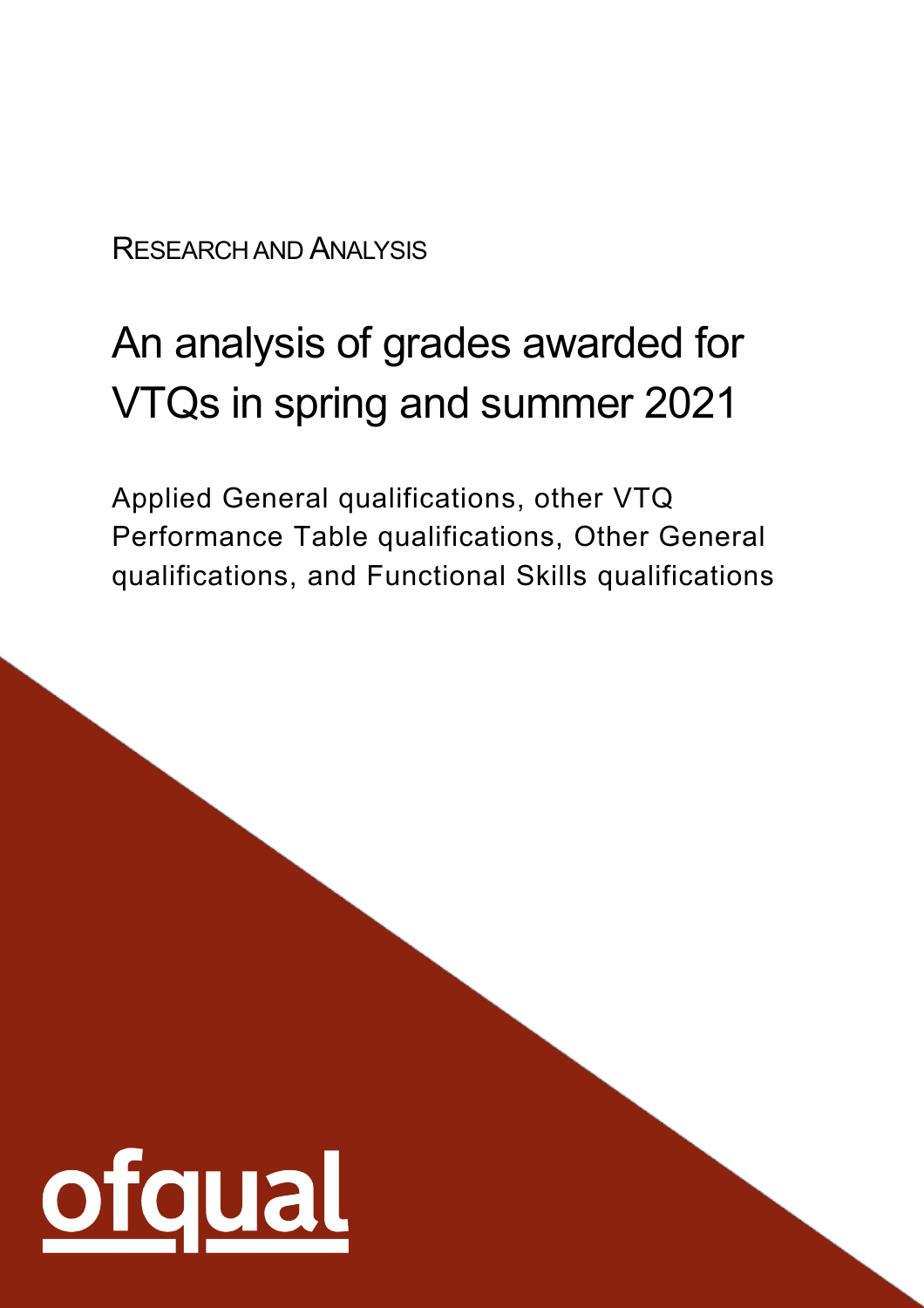RESEARCH AND ANALYSIS

# An analysis of grades awarded for VTQs in spring and summer 2021

Applied General qualifications, other VTQ Performance Table qualifications, Other General qualifications, and Functional Skills qualifications

ofqual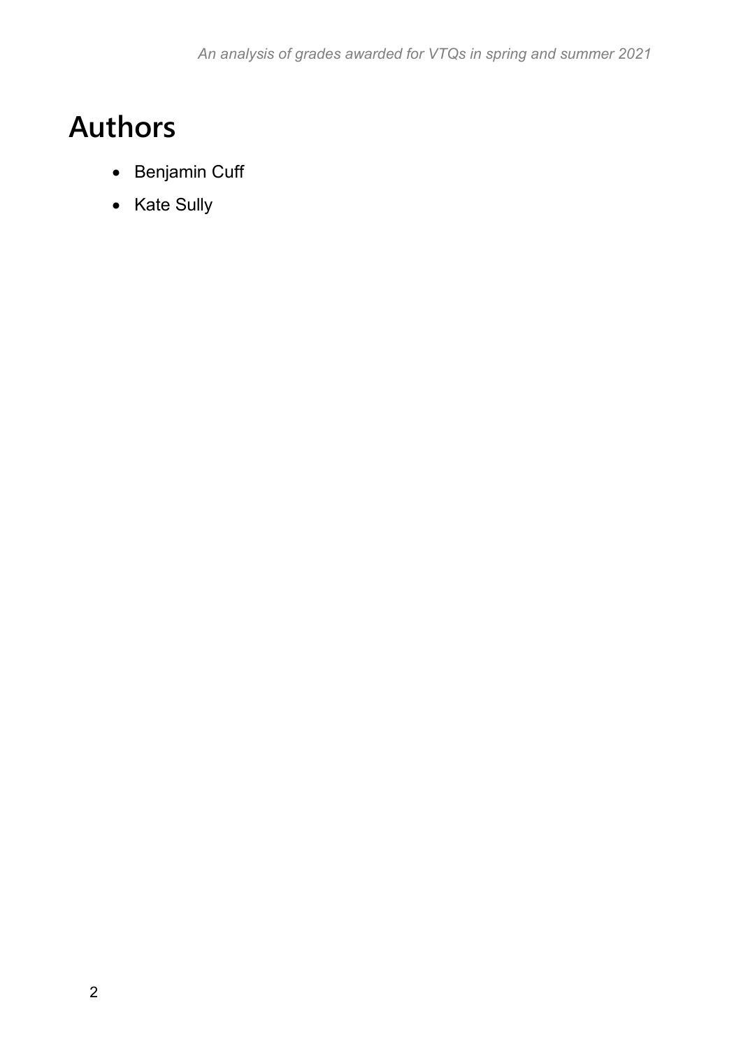# Authors

- Benjamin Cuff
- Kate Sully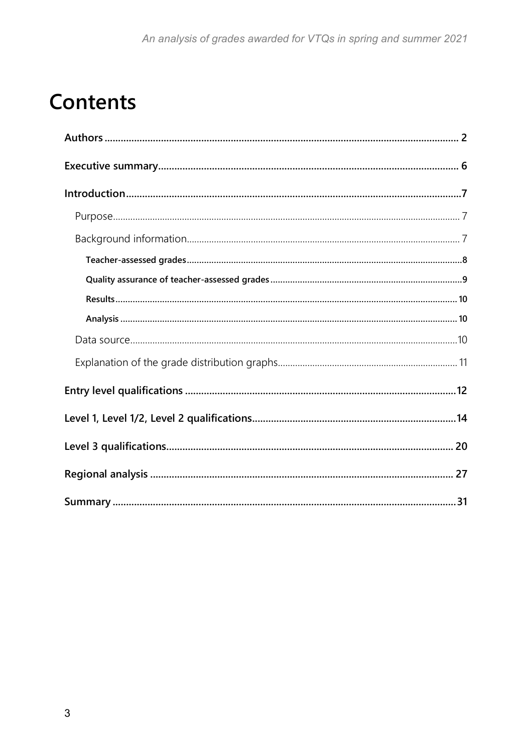# Contents

**Authors** ... 2

**Executive summary** ... 6

**Introduction** ... 7

- Purpose ... 7
- Background information ... 7
  - **Teacher-assessed grades** ... 8
  - **Quality assurance of teacher-assessed grades** ... 9
  - **Results** ... 10
  - **Analysis** ... 10
- Data source ... 10
- Explanation of the grade distribution graphs ... 11

**Entry level qualifications** ... 12

**Level 1, Level 1/2, Level 2 qualifications** ... 14

**Level 3 qualifications** ... 20

**Regional analysis** ... 27

**Summary** ... 31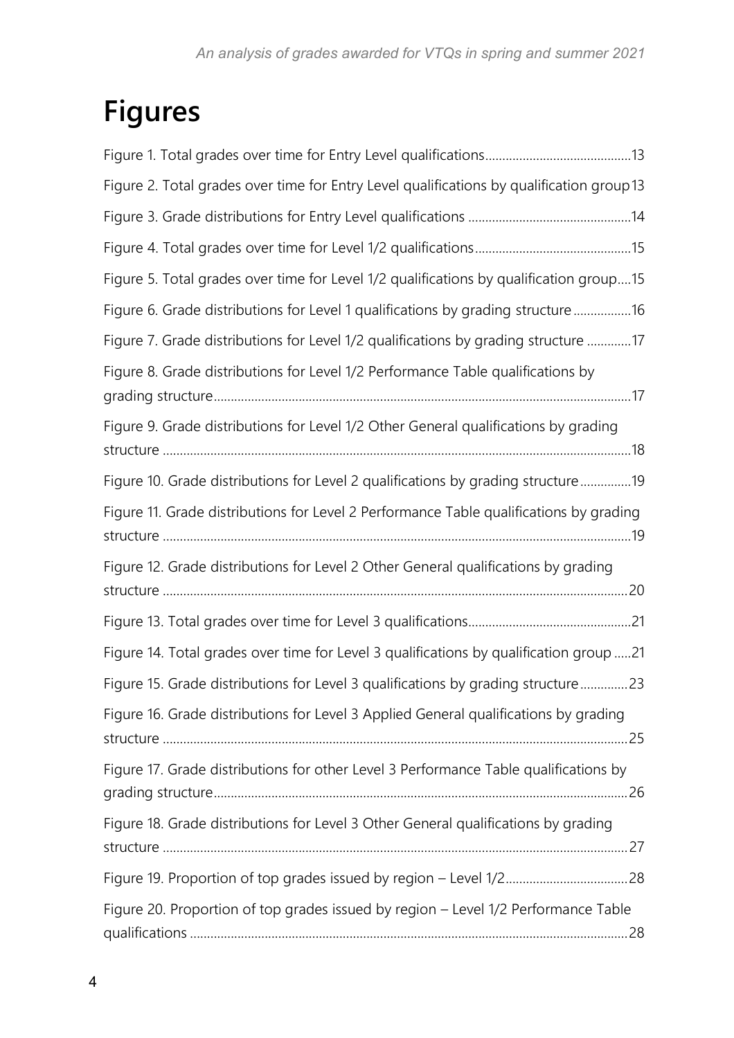# Figures

Figure 1. Total grades over time for Entry Level qualifications 13

Figure 2. Total grades over time for Entry Level qualifications by qualification group 13

Figure 3. Grade distributions for Entry Level qualifications 14

Figure 4. Total grades over time for Level 1/2 qualifications 15

Figure 5. Total grades over time for Level 1/2 qualifications by qualification group 15

Figure 6. Grade distributions for Level 1 qualifications by grading structure 16

Figure 7. Grade distributions for Level 1/2 qualifications by grading structure 17

Figure 8. Grade distributions for Level 1/2 Performance Table qualifications by grading structure 17

Figure 9. Grade distributions for Level 1/2 Other General qualifications by grading structure 18

Figure 10. Grade distributions for Level 2 qualifications by grading structure 19

Figure 11. Grade distributions for Level 2 Performance Table qualifications by grading structure 19

Figure 12. Grade distributions for Level 2 Other General qualifications by grading structure 20

Figure 13. Total grades over time for Level 3 qualifications 21

Figure 14. Total grades over time for Level 3 qualifications by qualification group 21

Figure 15. Grade distributions for Level 3 qualifications by grading structure 23

Figure 16. Grade distributions for Level 3 Applied General qualifications by grading structure 25

Figure 17. Grade distributions for other Level 3 Performance Table qualifications by grading structure 26

Figure 18. Grade distributions for Level 3 Other General qualifications by grading structure 27

Figure 19. Proportion of top grades issued by region – Level 1/2 28

Figure 20. Proportion of top grades issued by region – Level 1/2 Performance Table qualifications 28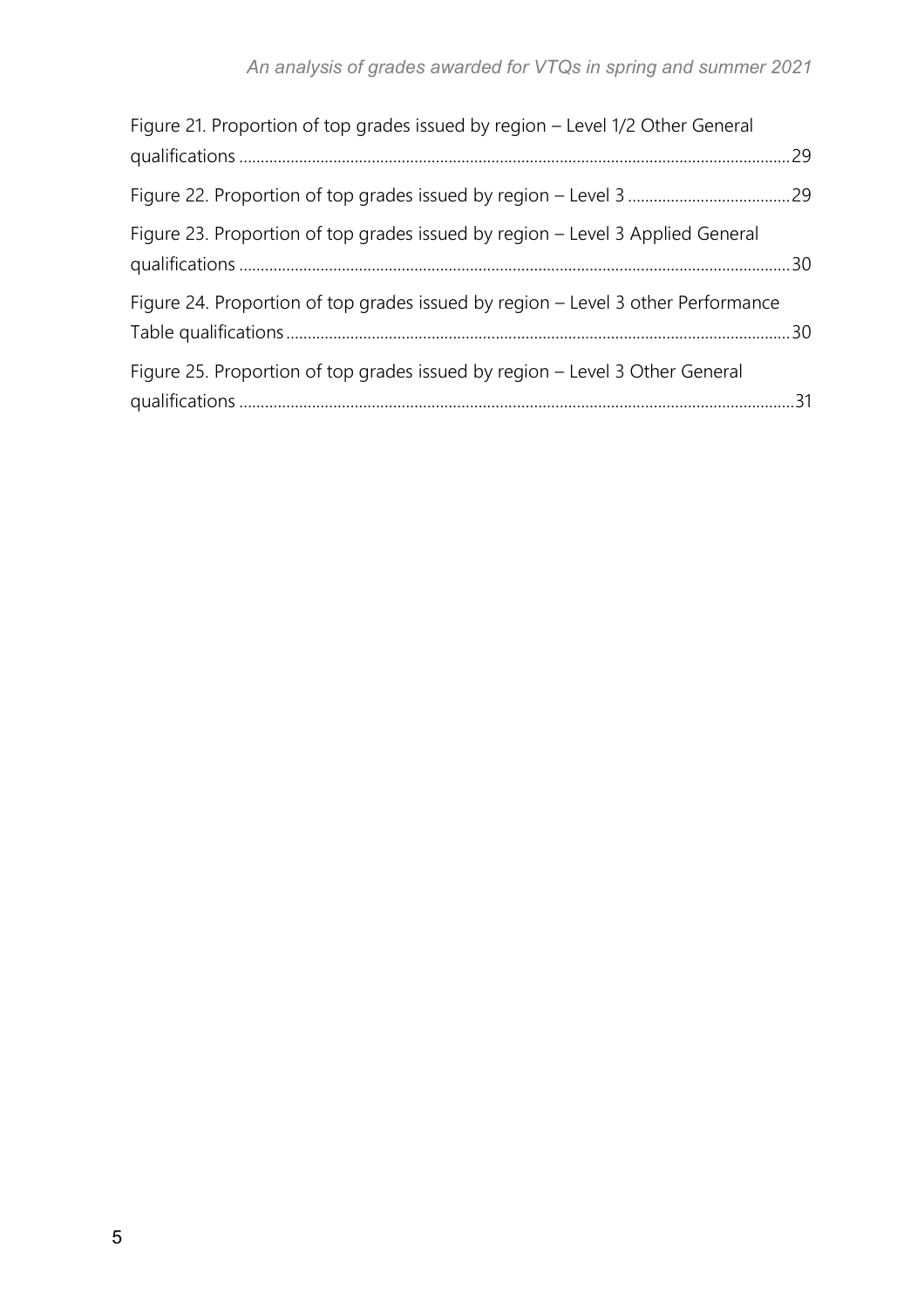Figure 21. Proportion of top grades issued by region – Level 1/2 Other General qualifications ... 29

Figure 22. Proportion of top grades issued by region – Level 3 ... 29

Figure 23. Proportion of top grades issued by region – Level 3 Applied General qualifications ... 30

Figure 24. Proportion of top grades issued by region – Level 3 other Performance Table qualifications ... 30

Figure 25. Proportion of top grades issued by region – Level 3 Other General qualifications ... 31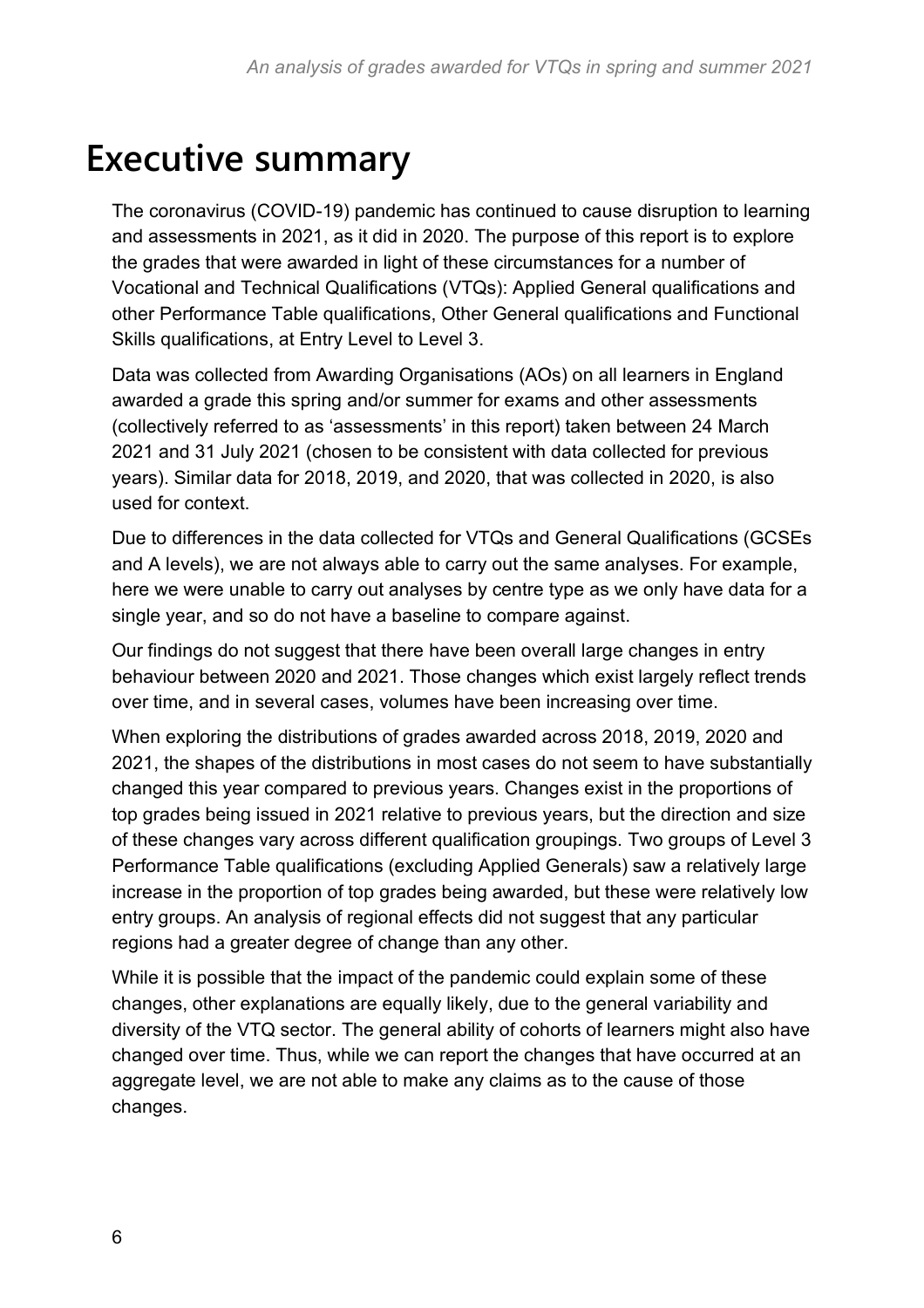# Executive summary

The coronavirus (COVID-19) pandemic has continued to cause disruption to learning and assessments in 2021, as it did in 2020. The purpose of this report is to explore the grades that were awarded in light of these circumstances for a number of Vocational and Technical Qualifications (VTQs): Applied General qualifications and other Performance Table qualifications, Other General qualifications and Functional Skills qualifications, at Entry Level to Level 3.

Data was collected from Awarding Organisations (AOs) on all learners in England awarded a grade this spring and/or summer for exams and other assessments (collectively referred to as 'assessments' in this report) taken between 24 March 2021 and 31 July 2021 (chosen to be consistent with data collected for previous years). Similar data for 2018, 2019, and 2020, that was collected in 2020, is also used for context.

Due to differences in the data collected for VTQs and General Qualifications (GCSEs and A levels), we are not always able to carry out the same analyses. For example, here we were unable to carry out analyses by centre type as we only have data for a single year, and so do not have a baseline to compare against.

Our findings do not suggest that there have been overall large changes in entry behaviour between 2020 and 2021. Those changes which exist largely reflect trends over time, and in several cases, volumes have been increasing over time.

When exploring the distributions of grades awarded across 2018, 2019, 2020 and 2021, the shapes of the distributions in most cases do not seem to have substantially changed this year compared to previous years. Changes exist in the proportions of top grades being issued in 2021 relative to previous years, but the direction and size of these changes vary across different qualification groupings. Two groups of Level 3 Performance Table qualifications (excluding Applied Generals) saw a relatively large increase in the proportion of top grades being awarded, but these were relatively low entry groups. An analysis of regional effects did not suggest that any particular regions had a greater degree of change than any other.

While it is possible that the impact of the pandemic could explain some of these changes, other explanations are equally likely, due to the general variability and diversity of the VTQ sector. The general ability of cohorts of learners might also have changed over time. Thus, while we can report the changes that have occurred at an aggregate level, we are not able to make any claims as to the cause of those changes.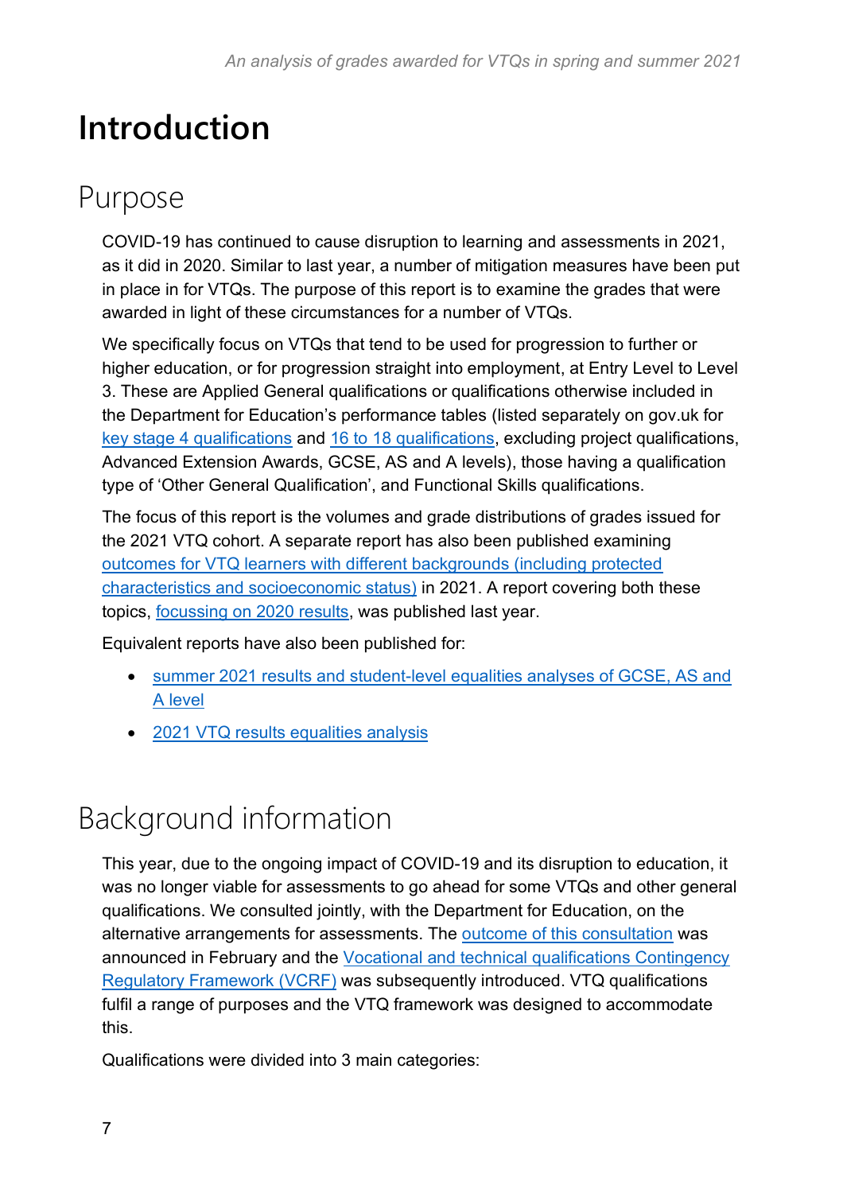# Introduction

## Purpose

COVID-19 has continued to cause disruption to learning and assessments in 2021, as it did in 2020. Similar to last year, a number of mitigation measures have been put in place in for VTQs. The purpose of this report is to examine the grades that were awarded in light of these circumstances for a number of VTQs.

We specifically focus on VTQs that tend to be used for progression to further or higher education, or for progression straight into employment, at Entry Level to Level 3. These are Applied General qualifications or qualifications otherwise included in the Department for Education's performance tables (listed separately on gov.uk for key stage 4 qualifications and 16 to 18 qualifications, excluding project qualifications, Advanced Extension Awards, GCSE, AS and A levels), those having a qualification type of 'Other General Qualification', and Functional Skills qualifications.

The focus of this report is the volumes and grade distributions of grades issued for the 2021 VTQ cohort. A separate report has also been published examining outcomes for VTQ learners with different backgrounds (including protected characteristics and socioeconomic status) in 2021. A report covering both these topics, focussing on 2020 results, was published last year.

Equivalent reports have also been published for:

- summer 2021 results and student-level equalities analyses of GCSE, AS and A level
- 2021 VTQ results equalities analysis

## Background information

This year, due to the ongoing impact of COVID-19 and its disruption to education, it was no longer viable for assessments to go ahead for some VTQs and other general qualifications. We consulted jointly, with the Department for Education, on the alternative arrangements for assessments. The outcome of this consultation was announced in February and the Vocational and technical qualifications Contingency Regulatory Framework (VCRF) was subsequently introduced. VTQ qualifications fulfil a range of purposes and the VTQ framework was designed to accommodate this.

Qualifications were divided into 3 main categories: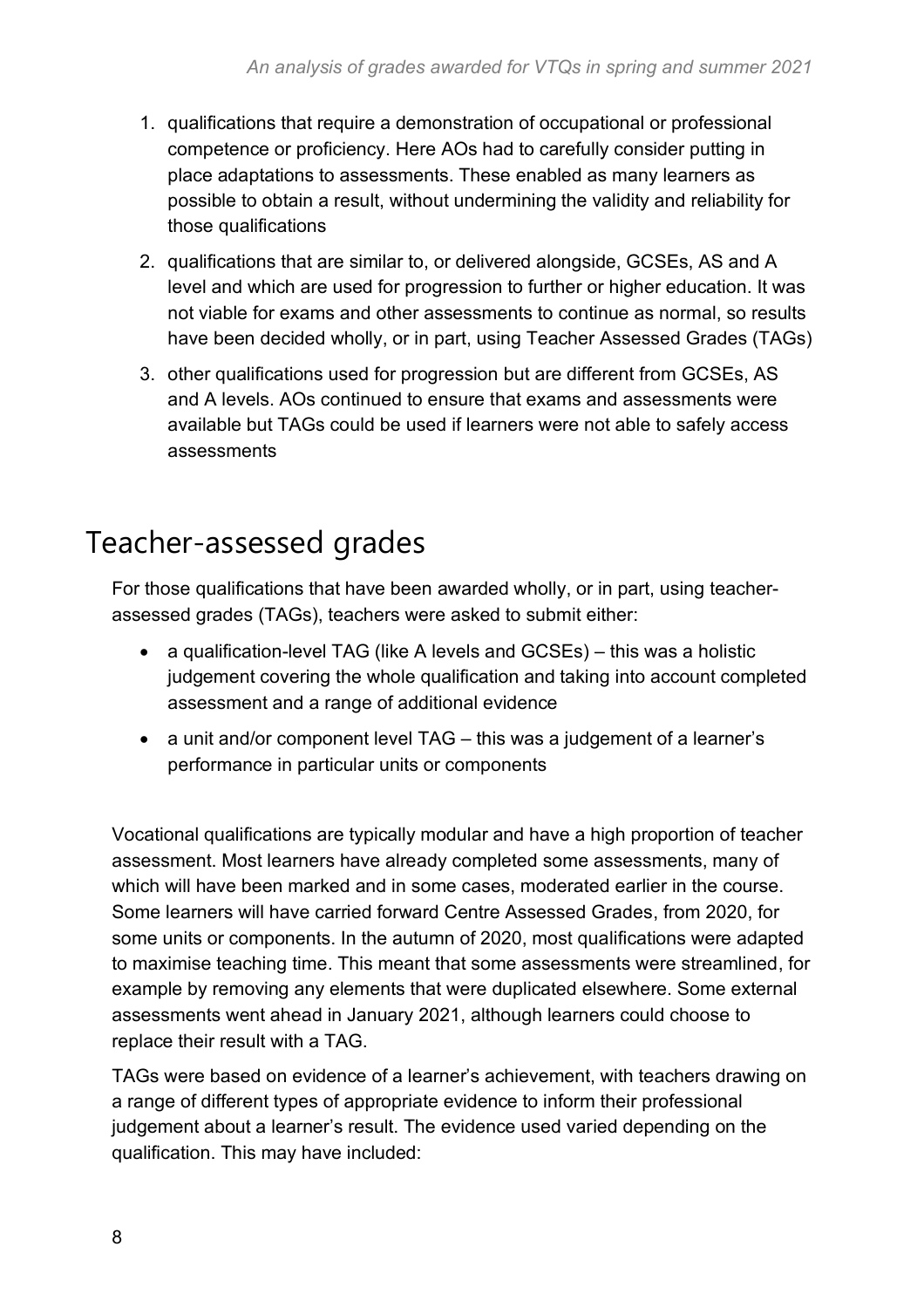1. qualifications that require a demonstration of occupational or professional competence or proficiency. Here AOs had to carefully consider putting in place adaptations to assessments. These enabled as many learners as possible to obtain a result, without undermining the validity and reliability for those qualifications
2. qualifications that are similar to, or delivered alongside, GCSEs, AS and A level and which are used for progression to further or higher education. It was not viable for exams and other assessments to continue as normal, so results have been decided wholly, or in part, using Teacher Assessed Grades (TAGs)
3. other qualifications used for progression but are different from GCSEs, AS and A levels. AOs continued to ensure that exams and assessments were available but TAGs could be used if learners were not able to safely access assessments

## Teacher-assessed grades

For those qualifications that have been awarded wholly, or in part, using teacher-assessed grades (TAGs), teachers were asked to submit either:

- a qualification-level TAG (like A levels and GCSEs) – this was a holistic judgement covering the whole qualification and taking into account completed assessment and a range of additional evidence
- a unit and/or component level TAG – this was a judgement of a learner's performance in particular units or components

Vocational qualifications are typically modular and have a high proportion of teacher assessment. Most learners have already completed some assessments, many of which will have been marked and in some cases, moderated earlier in the course. Some learners will have carried forward Centre Assessed Grades, from 2020, for some units or components. In the autumn of 2020, most qualifications were adapted to maximise teaching time. This meant that some assessments were streamlined, for example by removing any elements that were duplicated elsewhere. Some external assessments went ahead in January 2021, although learners could choose to replace their result with a TAG.

TAGs were based on evidence of a learner's achievement, with teachers drawing on a range of different types of appropriate evidence to inform their professional judgement about a learner's result. The evidence used varied depending on the qualification. This may have included: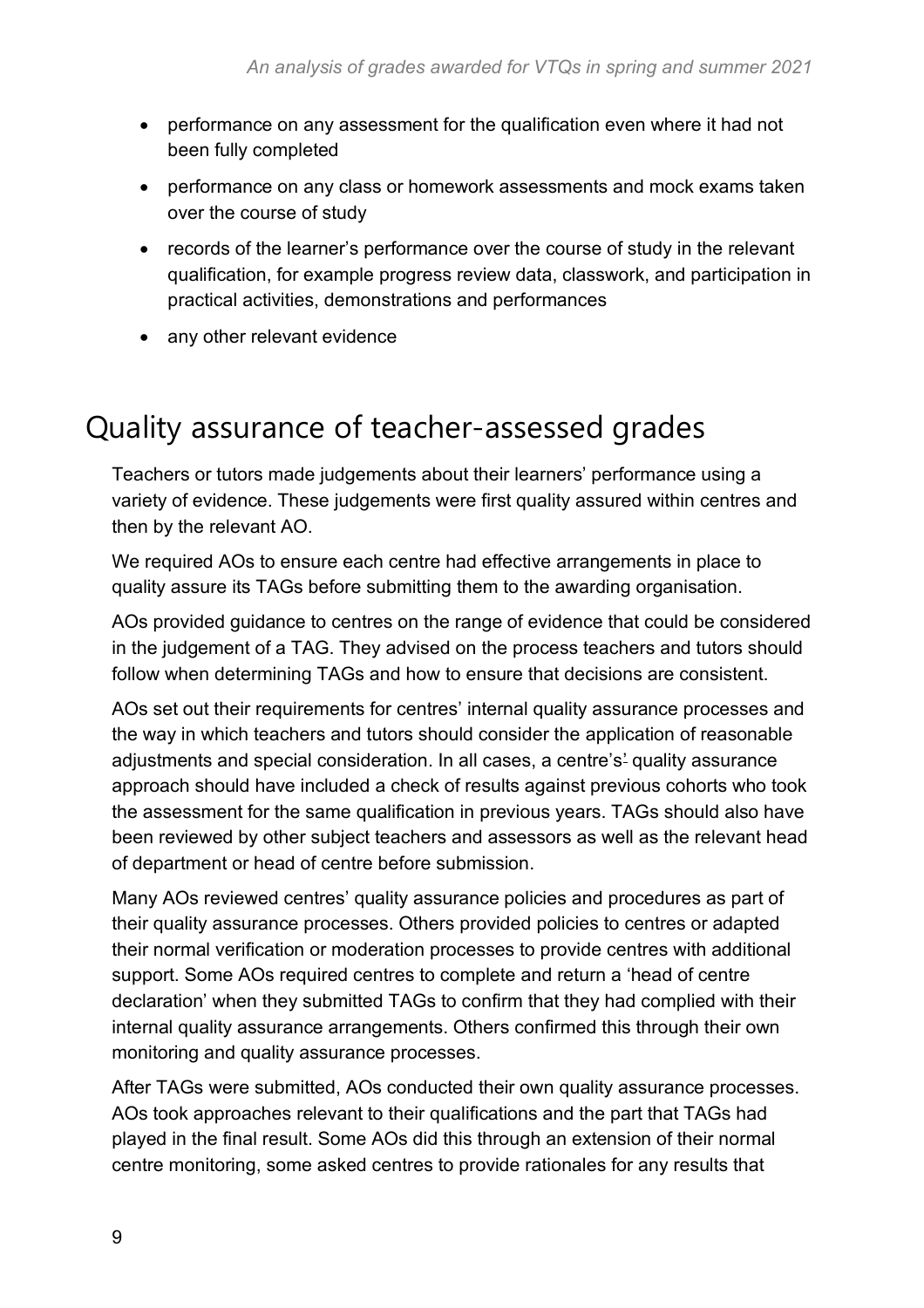- performance on any assessment for the qualification even where it had not been fully completed
- performance on any class or homework assessments and mock exams taken over the course of study
- records of the learner's performance over the course of study in the relevant qualification, for example progress review data, classwork, and participation in practical activities, demonstrations and performances
- any other relevant evidence

## Quality assurance of teacher-assessed grades

Teachers or tutors made judgements about their learners' performance using a variety of evidence. These judgements were first quality assured within centres and then by the relevant AO.

We required AOs to ensure each centre had effective arrangements in place to quality assure its TAGs before submitting them to the awarding organisation.

AOs provided guidance to centres on the range of evidence that could be considered in the judgement of a TAG. They advised on the process teachers and tutors should follow when determining TAGs and how to ensure that decisions are consistent.

AOs set out their requirements for centres' internal quality assurance processes and the way in which teachers and tutors should consider the application of reasonable adjustments and special consideration. In all cases, a centre's' quality assurance approach should have included a check of results against previous cohorts who took the assessment for the same qualification in previous years. TAGs should also have been reviewed by other subject teachers and assessors as well as the relevant head of department or head of centre before submission.

Many AOs reviewed centres' quality assurance policies and procedures as part of their quality assurance processes. Others provided policies to centres or adapted their normal verification or moderation processes to provide centres with additional support. Some AOs required centres to complete and return a 'head of centre declaration' when they submitted TAGs to confirm that they had complied with their internal quality assurance arrangements. Others confirmed this through their own monitoring and quality assurance processes.

After TAGs were submitted, AOs conducted their own quality assurance processes. AOs took approaches relevant to their qualifications and the part that TAGs had played in the final result. Some AOs did this through an extension of their normal centre monitoring, some asked centres to provide rationales for any results that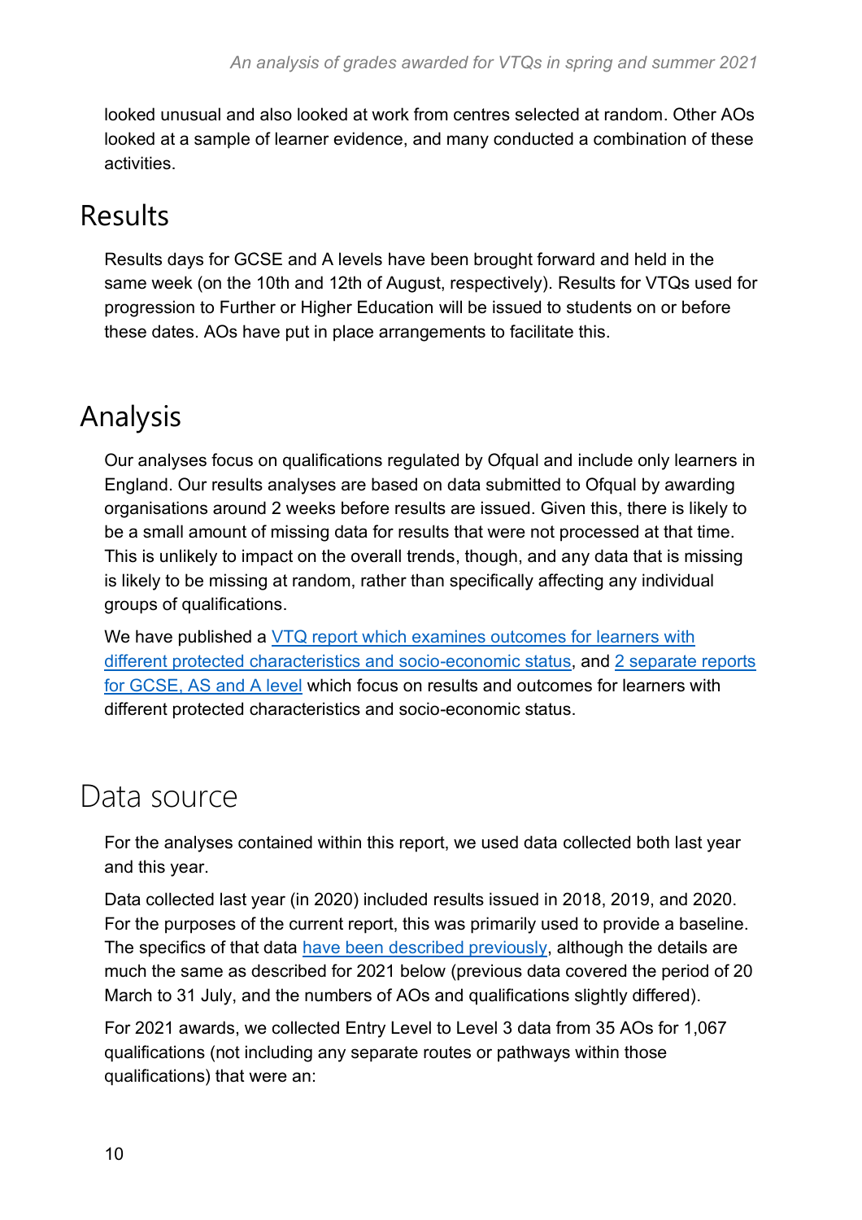looked unusual and also looked at work from centres selected at random. Other AOs looked at a sample of learner evidence, and many conducted a combination of these activities.

## Results

Results days for GCSE and A levels have been brought forward and held in the same week (on the 10th and 12th of August, respectively). Results for VTQs used for progression to Further or Higher Education will be issued to students on or before these dates. AOs have put in place arrangements to facilitate this.

# Analysis

Our analyses focus on qualifications regulated by Ofqual and include only learners in England. Our results analyses are based on data submitted to Ofqual by awarding organisations around 2 weeks before results are issued. Given this, there is likely to be a small amount of missing data for results that were not processed at that time. This is unlikely to impact on the overall trends, though, and any data that is missing is likely to be missing at random, rather than specifically affecting any individual groups of qualifications.

We have published a VTQ report which examines outcomes for learners with different protected characteristics and socio-economic status, and 2 separate reports for GCSE, AS and A level which focus on results and outcomes for learners with different protected characteristics and socio-economic status.

# Data source

For the analyses contained within this report, we used data collected both last year and this year.

Data collected last year (in 2020) included results issued in 2018, 2019, and 2020. For the purposes of the current report, this was primarily used to provide a baseline. The specifics of that data have been described previously, although the details are much the same as described for 2021 below (previous data covered the period of 20 March to 31 July, and the numbers of AOs and qualifications slightly differed).

For 2021 awards, we collected Entry Level to Level 3 data from 35 AOs for 1,067 qualifications (not including any separate routes or pathways within those qualifications) that were an: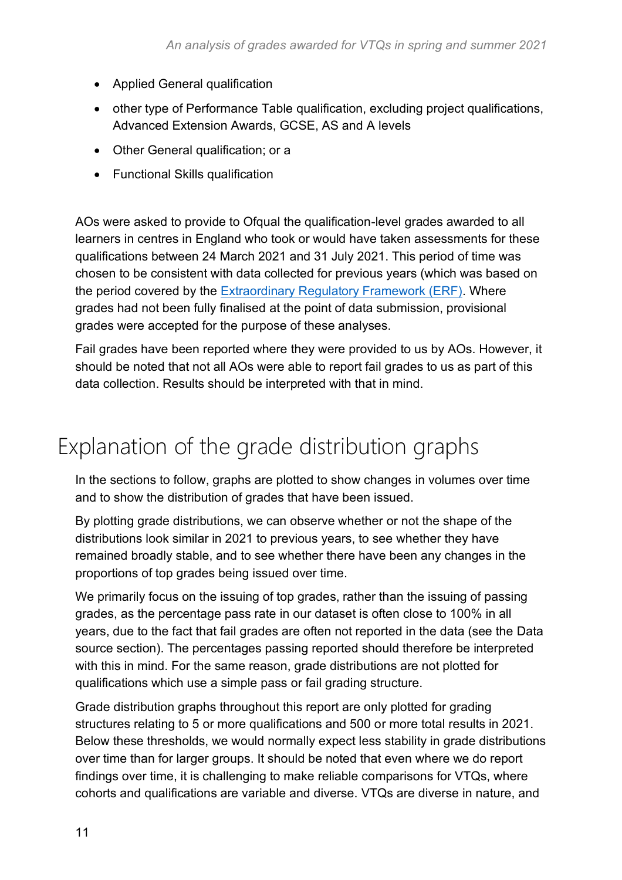- Applied General qualification
- other type of Performance Table qualification, excluding project qualifications, Advanced Extension Awards, GCSE, AS and A levels
- Other General qualification; or a
- Functional Skills qualification

AOs were asked to provide to Ofqual the qualification-level grades awarded to all learners in centres in England who took or would have taken assessments for these qualifications between 24 March 2021 and 31 July 2021. This period of time was chosen to be consistent with data collected for previous years (which was based on the period covered by the [Extraordinary Regulatory Framework (ERF)](). Where grades had not been fully finalised at the point of data submission, provisional grades were accepted for the purpose of these analyses.

Fail grades have been reported where they were provided to us by AOs. However, it should be noted that not all AOs were able to report fail grades to us as part of this data collection. Results should be interpreted with that in mind.

# Explanation of the grade distribution graphs

In the sections to follow, graphs are plotted to show changes in volumes over time and to show the distribution of grades that have been issued.

By plotting grade distributions, we can observe whether or not the shape of the distributions look similar in 2021 to previous years, to see whether they have remained broadly stable, and to see whether there have been any changes in the proportions of top grades being issued over time.

We primarily focus on the issuing of top grades, rather than the issuing of passing grades, as the percentage pass rate in our dataset is often close to 100% in all years, due to the fact that fail grades are often not reported in the data (see the Data source section). The percentages passing reported should therefore be interpreted with this in mind. For the same reason, grade distributions are not plotted for qualifications which use a simple pass or fail grading structure.

Grade distribution graphs throughout this report are only plotted for grading structures relating to 5 or more qualifications and 500 or more total results in 2021. Below these thresholds, we would normally expect less stability in grade distributions over time than for larger groups. It should be noted that even where we do report findings over time, it is challenging to make reliable comparisons for VTQs, where cohorts and qualifications are variable and diverse. VTQs are diverse in nature, and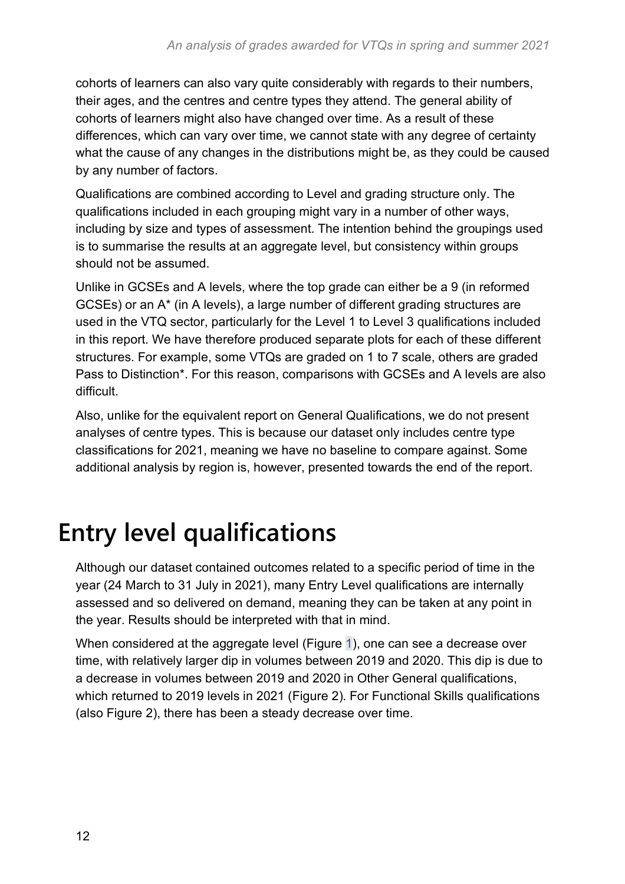cohorts of learners can also vary quite considerably with regards to their numbers, their ages, and the centres and centre types they attend. The general ability of cohorts of learners might also have changed over time. As a result of these differences, which can vary over time, we cannot state with any degree of certainty what the cause of any changes in the distributions might be, as they could be caused by any number of factors.

Qualifications are combined according to Level and grading structure only. The qualifications included in each grouping might vary in a number of other ways, including by size and types of assessment. The intention behind the groupings used is to summarise the results at an aggregate level, but consistency within groups should not be assumed.

Unlike in GCSEs and A levels, where the top grade can either be a 9 (in reformed GCSEs) or an A* (in A levels), a large number of different grading structures are used in the VTQ sector, particularly for the Level 1 to Level 3 qualifications included in this report. We have therefore produced separate plots for each of these different structures. For example, some VTQs are graded on 1 to 7 scale, others are graded Pass to Distinction*. For this reason, comparisons with GCSEs and A levels are also difficult.

Also, unlike for the equivalent report on General Qualifications, we do not present analyses of centre types. This is because our dataset only includes centre type classifications for 2021, meaning we have no baseline to compare against. Some additional analysis by region is, however, presented towards the end of the report.

# Entry level qualifications

Although our dataset contained outcomes related to a specific period of time in the year (24 March to 31 July in 2021), many Entry Level qualifications are internally assessed and so delivered on demand, meaning they can be taken at any point in the year. Results should be interpreted with that in mind.

When considered at the aggregate level (Figure 1), one can see a decrease over time, with relatively larger dip in volumes between 2019 and 2020. This dip is due to a decrease in volumes between 2019 and 2020 in Other General qualifications, which returned to 2019 levels in 2021 (Figure 2). For Functional Skills qualifications (also Figure 2), there has been a steady decrease over time.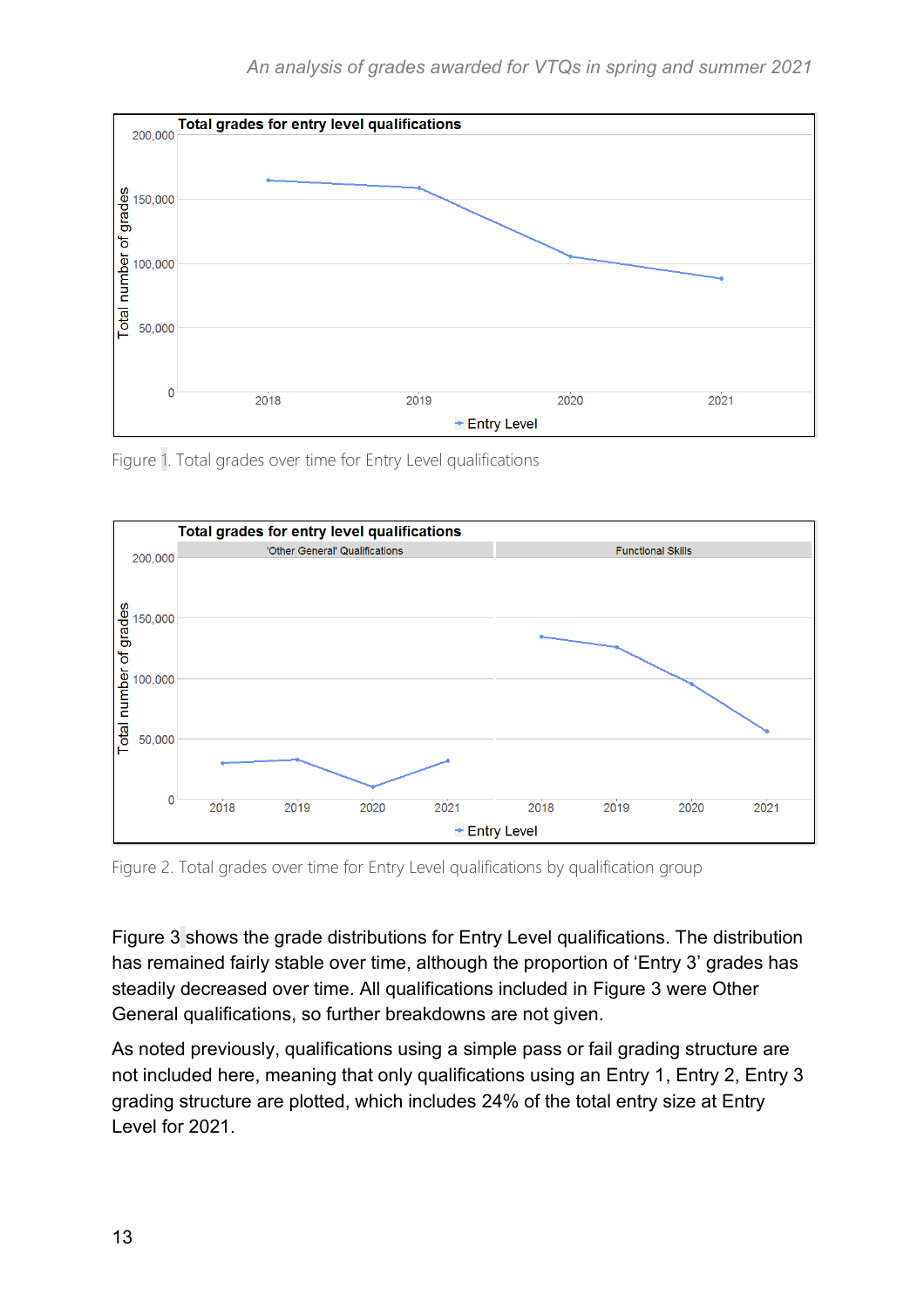Figure 1. Total grades over time for Entry Level qualifications

Figure 2. Total grades over time for Entry Level qualifications by qualification group

Figure 3 shows the grade distributions for Entry Level qualifications. The distribution has remained fairly stable over time, although the proportion of ‘Entry 3’ grades has steadily decreased over time. All qualifications included in Figure 3 were Other General qualifications, so further breakdowns are not given.

As noted previously, qualifications using a simple pass or fail grading structure are not included here, meaning that only qualifications using an Entry 1, Entry 2, Entry 3 grading structure are plotted, which includes 24% of the total entry size at Entry Level for 2021.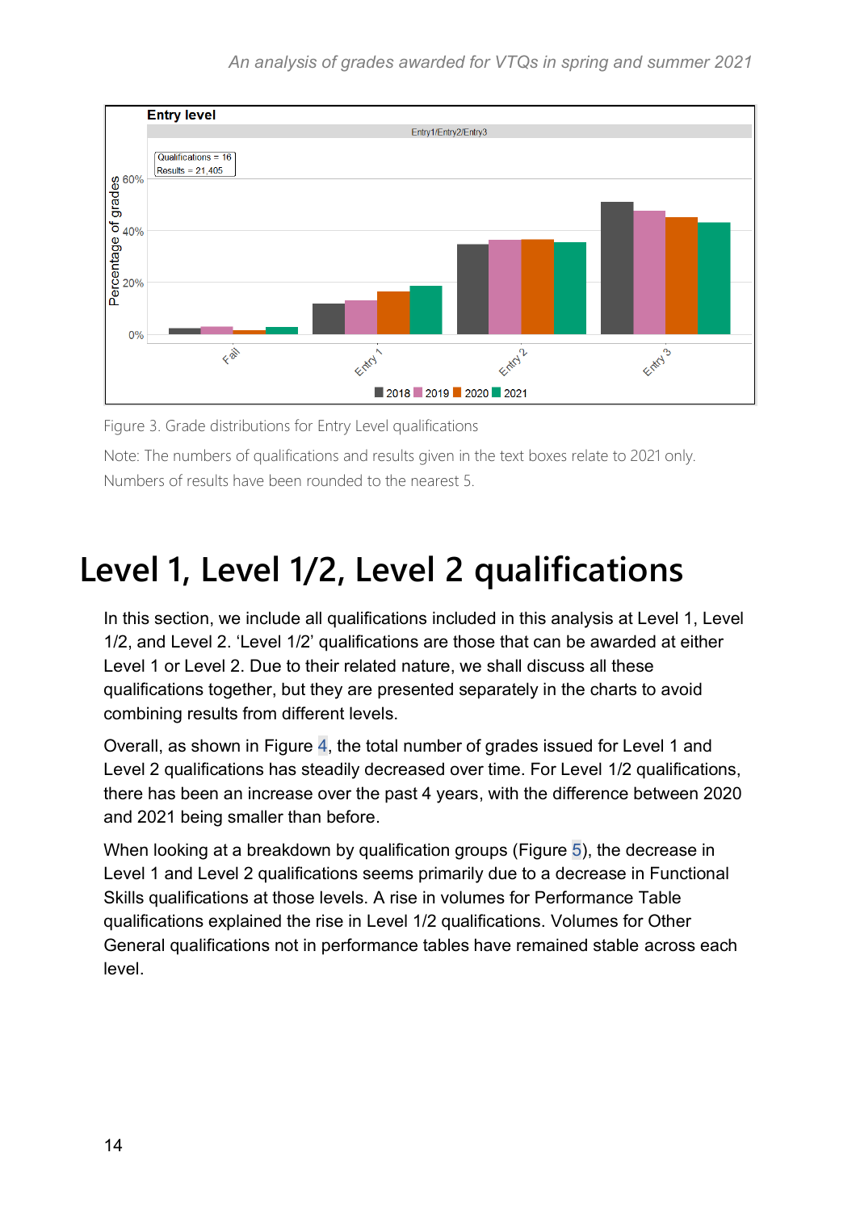Figure 3. Grade distributions for Entry Level qualifications

Note: The numbers of qualifications and results given in the text boxes relate to 2021 only. Numbers of results have been rounded to the nearest 5.

# Level 1, Level 1/2, Level 2 qualifications

In this section, we include all qualifications included in this analysis at Level 1, Level 1/2, and Level 2. 'Level 1/2' qualifications are those that can be awarded at either Level 1 or Level 2. Due to their related nature, we shall discuss all these qualifications together, but they are presented separately in the charts to avoid combining results from different levels.

Overall, as shown in Figure 4, the total number of grades issued for Level 1 and Level 2 qualifications has steadily decreased over time. For Level 1/2 qualifications, there has been an increase over the past 4 years, with the difference between 2020 and 2021 being smaller than before.

When looking at a breakdown by qualification groups (Figure 5), the decrease in Level 1 and Level 2 qualifications seems primarily due to a decrease in Functional Skills qualifications at those levels. A rise in volumes for Performance Table qualifications explained the rise in Level 1/2 qualifications. Volumes for Other General qualifications not in performance tables have remained stable across each level.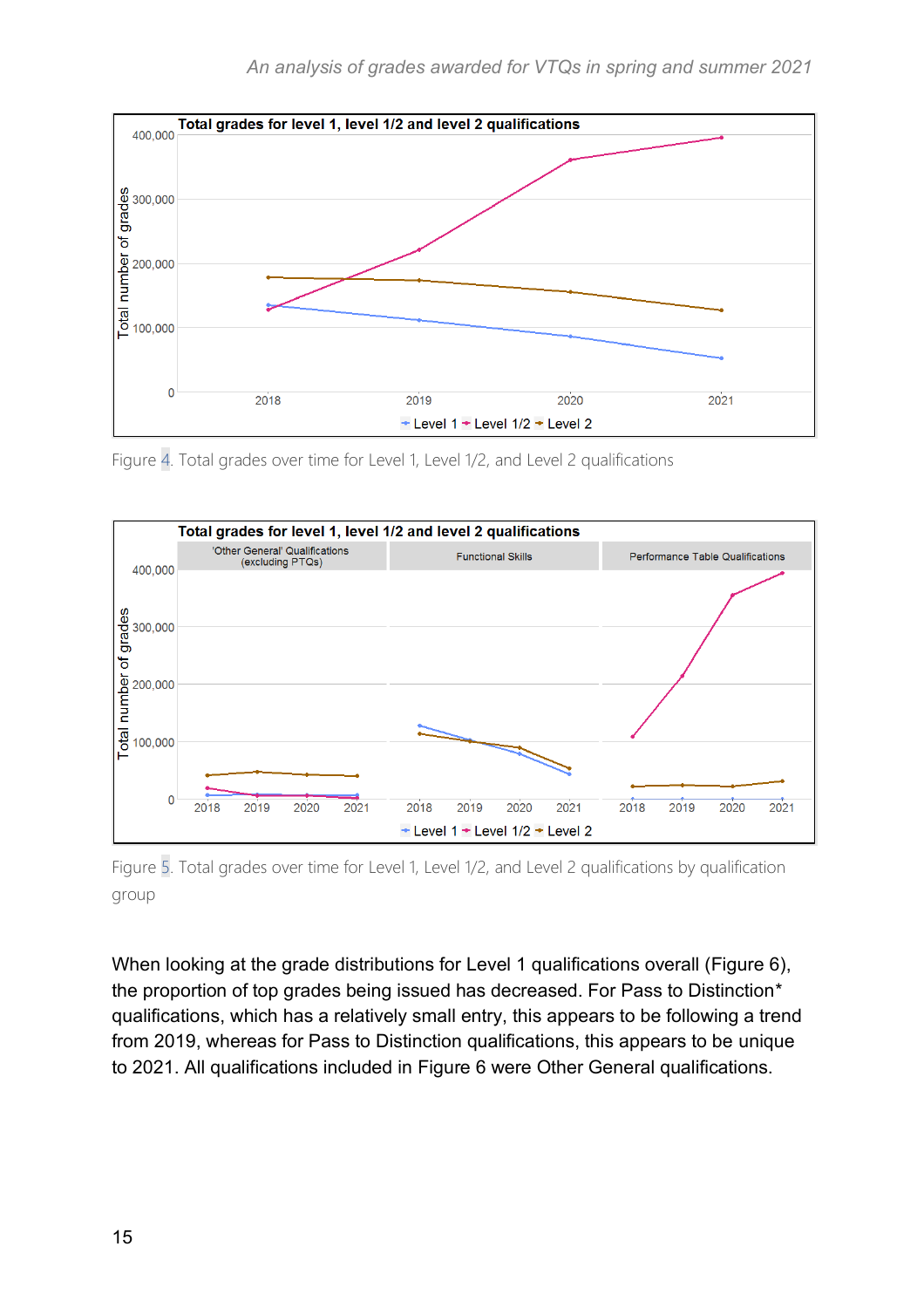Figure 4. Total grades over time for Level 1, Level 1/2, and Level 2 qualifications

Figure 5. Total grades over time for Level 1, Level 1/2, and Level 2 qualifications by qualification group

When looking at the grade distributions for Level 1 qualifications overall (Figure 6), the proportion of top grades being issued has decreased. For Pass to Distinction* qualifications, which has a relatively small entry, this appears to be following a trend from 2019, whereas for Pass to Distinction qualifications, this appears to be unique to 2021. All qualifications included in Figure 6 were Other General qualifications.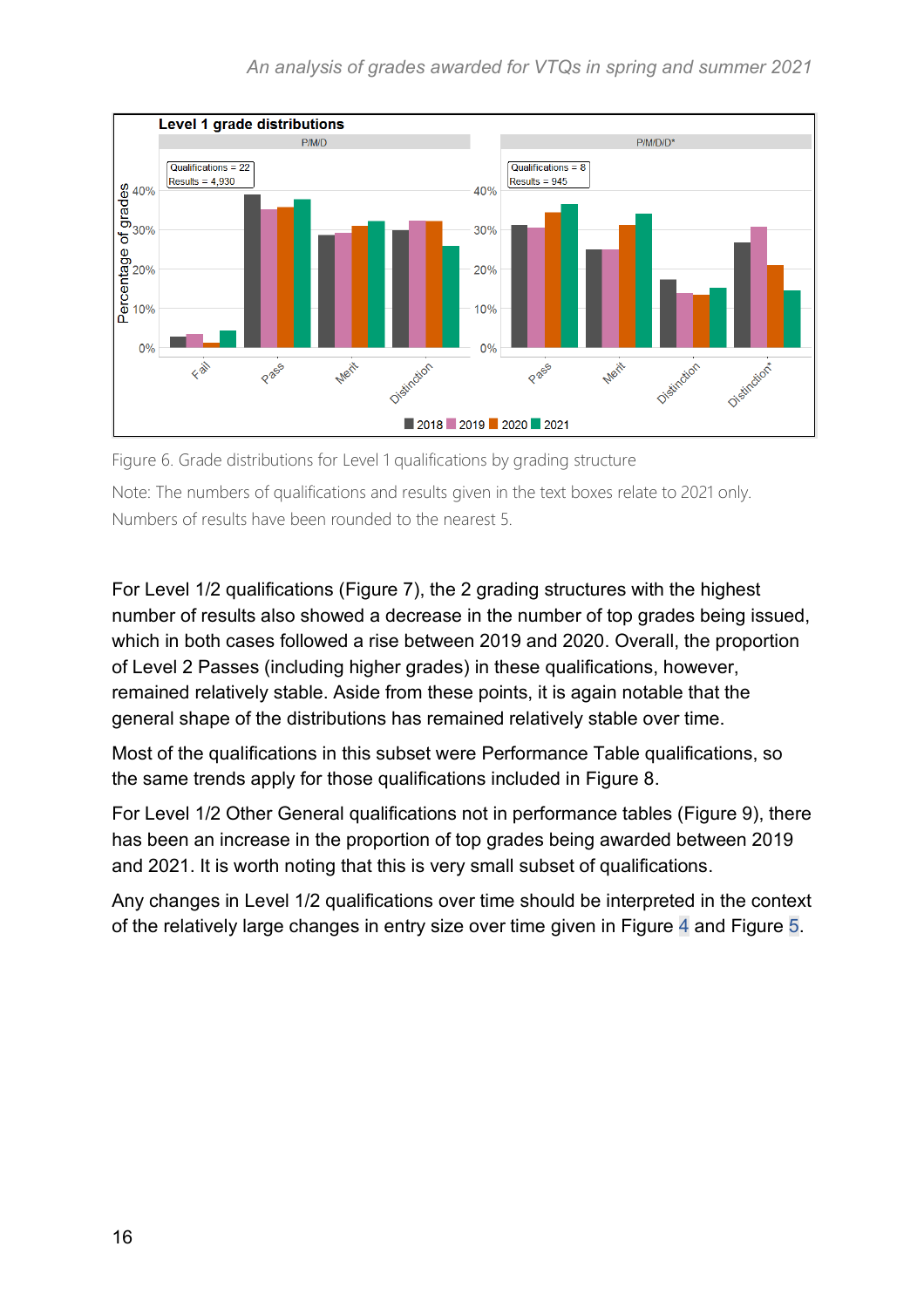Figure 6. Grade distributions for Level 1 qualifications by grading structure

Note: The numbers of qualifications and results given in the text boxes relate to 2021 only. Numbers of results have been rounded to the nearest 5.

For Level 1/2 qualifications (Figure 7), the 2 grading structures with the highest number of results also showed a decrease in the number of top grades being issued, which in both cases followed a rise between 2019 and 2020. Overall, the proportion of Level 2 Passes (including higher grades) in these qualifications, however, remained relatively stable. Aside from these points, it is again notable that the general shape of the distributions has remained relatively stable over time.

Most of the qualifications in this subset were Performance Table qualifications, so the same trends apply for those qualifications included in Figure 8.

For Level 1/2 Other General qualifications not in performance tables (Figure 9), there has been an increase in the proportion of top grades being awarded between 2019 and 2021. It is worth noting that this is very small subset of qualifications.

Any changes in Level 1/2 qualifications over time should be interpreted in the context of the relatively large changes in entry size over time given in Figure 4 and Figure 5.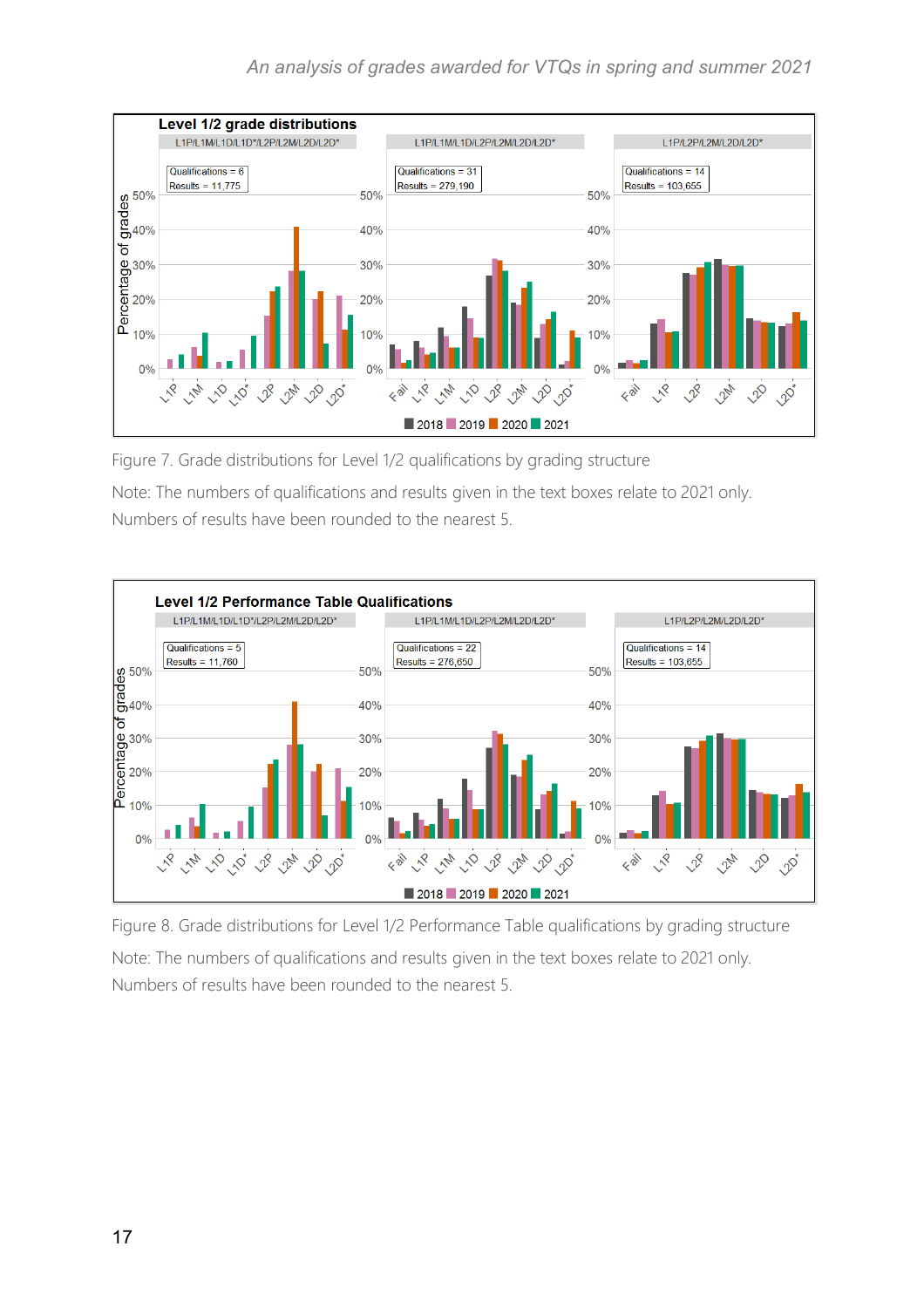Figure 7. Grade distributions for Level 1/2 qualifications by grading structure

Note: The numbers of qualifications and results given in the text boxes relate to 2021 only. Numbers of results have been rounded to the nearest 5.

Figure 8. Grade distributions for Level 1/2 Performance Table qualifications by grading structure

Note: The numbers of qualifications and results given in the text boxes relate to 2021 only. Numbers of results have been rounded to the nearest 5.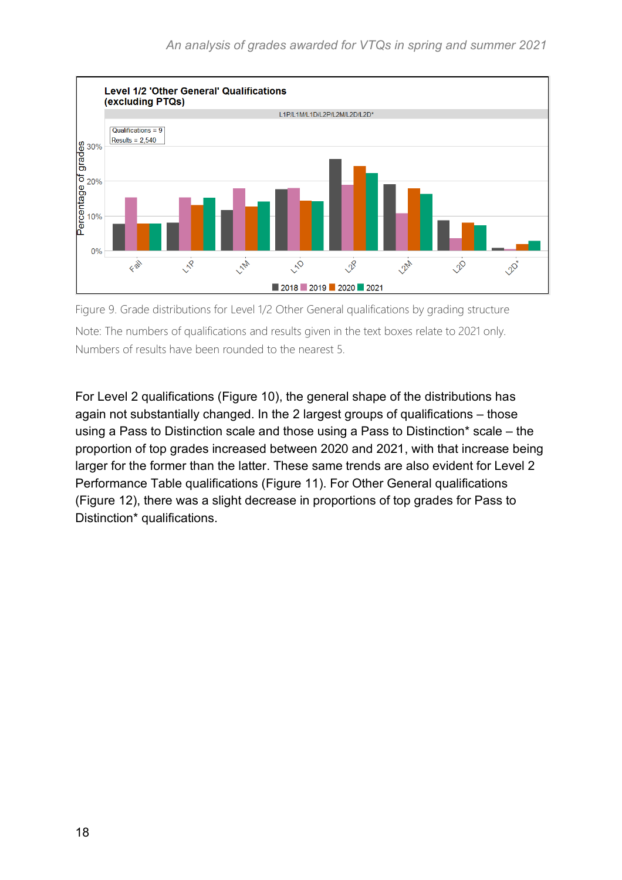Figure 9. Grade distributions for Level 1/2 Other General qualifications by grading structure

Note: The numbers of qualifications and results given in the text boxes relate to 2021 only. Numbers of results have been rounded to the nearest 5.

For Level 2 qualifications (Figure 10), the general shape of the distributions has again not substantially changed. In the 2 largest groups of qualifications – those using a Pass to Distinction scale and those using a Pass to Distinction* scale – the proportion of top grades increased between 2020 and 2021, with that increase being larger for the former than the latter. These same trends are also evident for Level 2 Performance Table qualifications (Figure 11). For Other General qualifications (Figure 12), there was a slight decrease in proportions of top grades for Pass to Distinction* qualifications.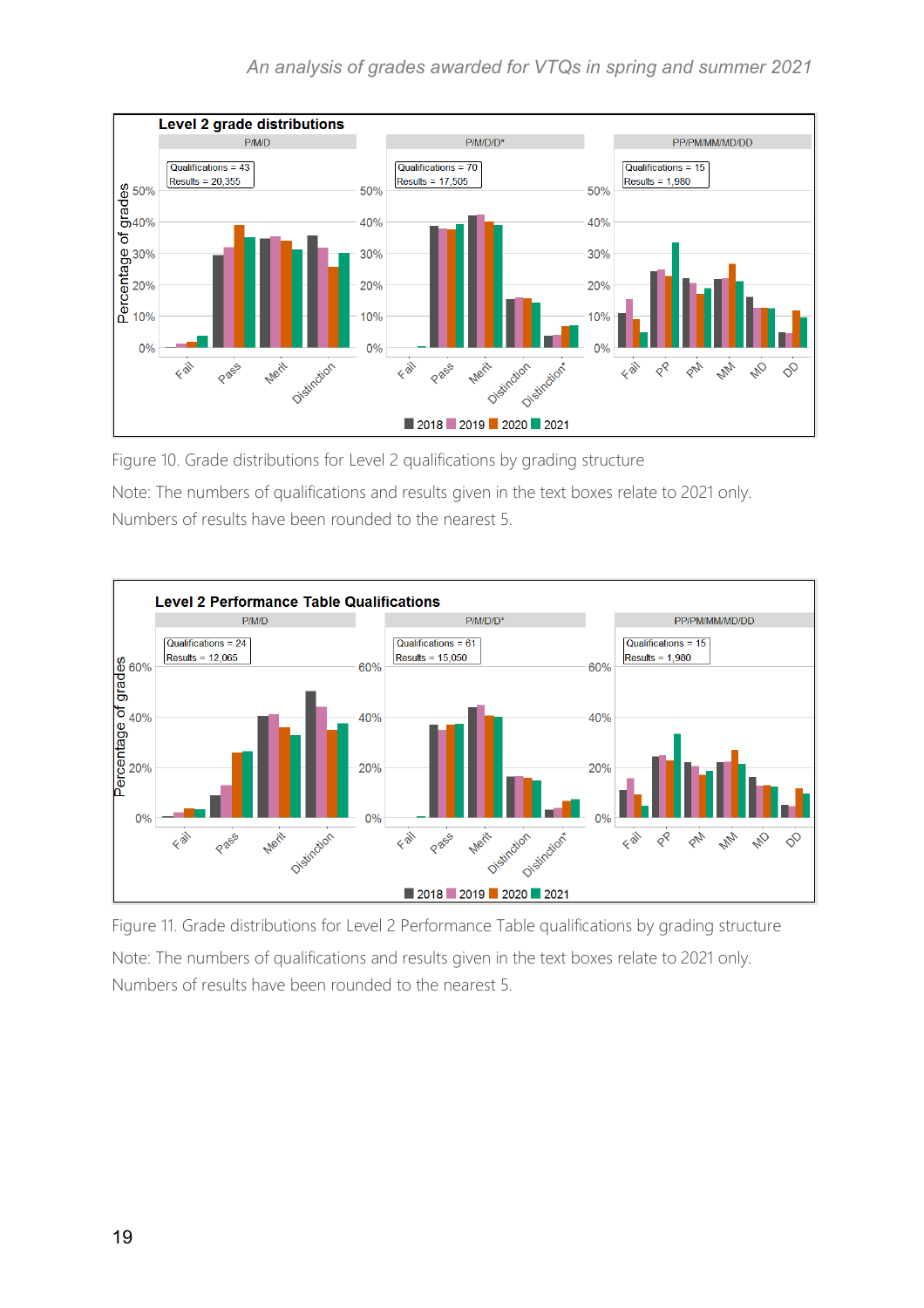Figure 10. Grade distributions for Level 2 qualifications by grading structure

Note: The numbers of qualifications and results given in the text boxes relate to 2021 only. Numbers of results have been rounded to the nearest 5.

Figure 11. Grade distributions for Level 2 Performance Table qualifications by grading structure

Note: The numbers of qualifications and results given in the text boxes relate to 2021 only. Numbers of results have been rounded to the nearest 5.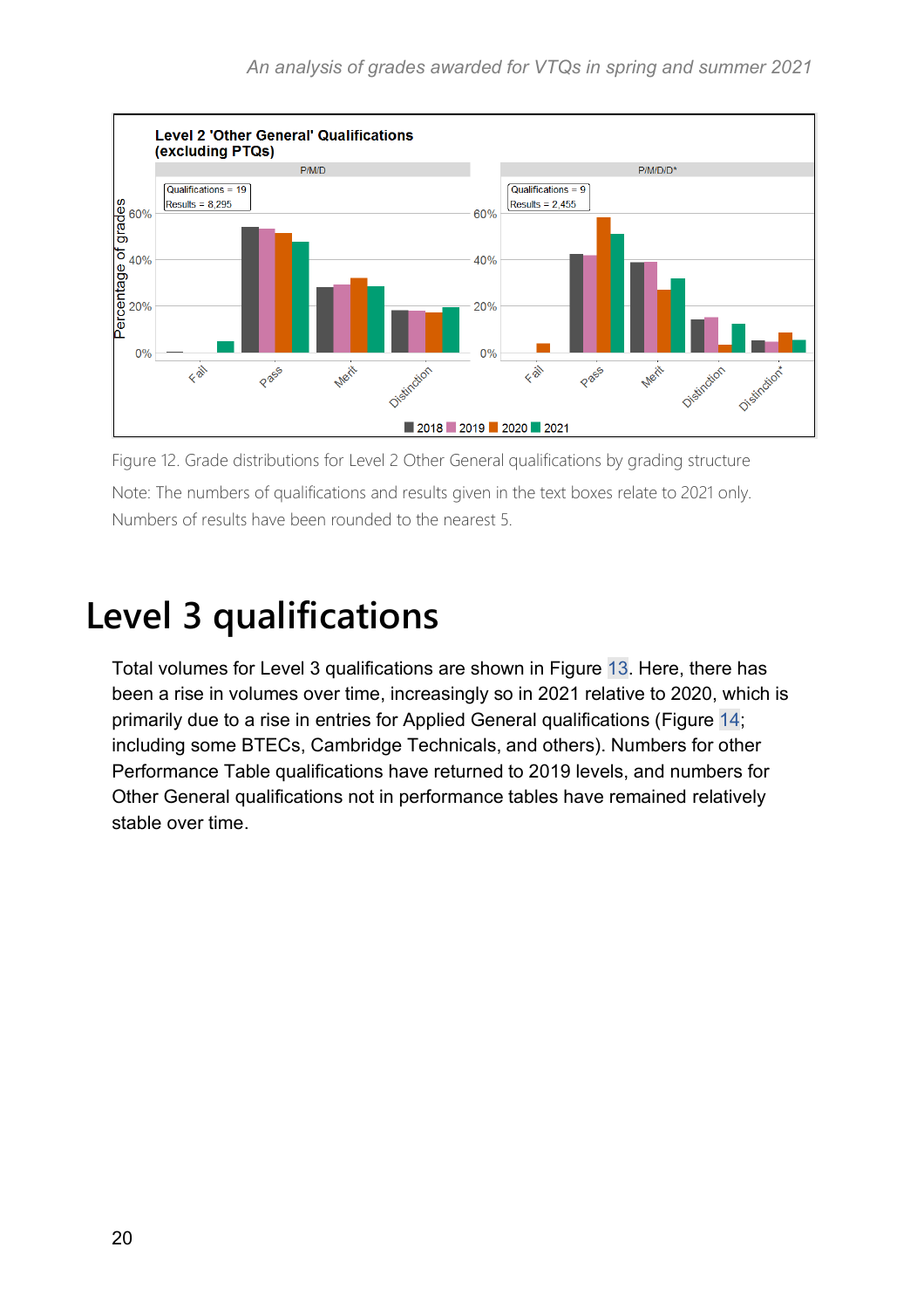Figure 12. Grade distributions for Level 2 Other General qualifications by grading structure

Note: The numbers of qualifications and results given in the text boxes relate to 2021 only. Numbers of results have been rounded to the nearest 5.

# Level 3 qualifications

Total volumes for Level 3 qualifications are shown in Figure 13. Here, there has been a rise in volumes over time, increasingly so in 2021 relative to 2020, which is primarily due to a rise in entries for Applied General qualifications (Figure 14; including some BTECs, Cambridge Technicals, and others). Numbers for other Performance Table qualifications have returned to 2019 levels, and numbers for Other General qualifications not in performance tables have remained relatively stable over time.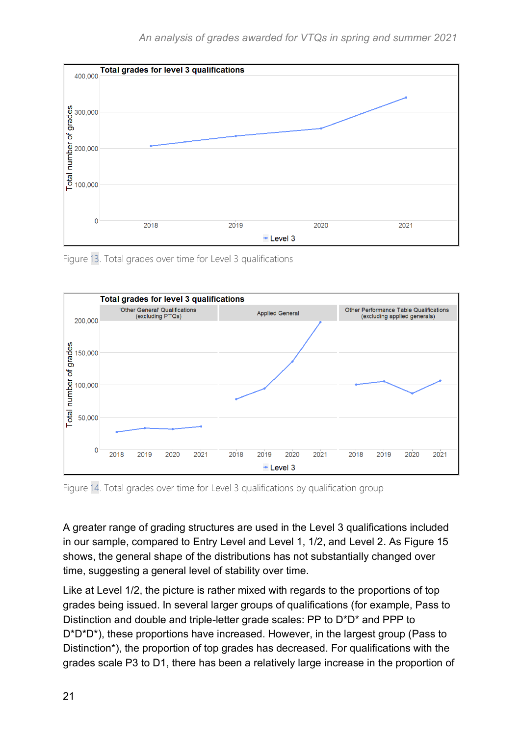Figure 13. Total grades over time for Level 3 qualifications

Figure 14. Total grades over time for Level 3 qualifications by qualification group

A greater range of grading structures are used in the Level 3 qualifications included in our sample, compared to Entry Level and Level 1, 1/2, and Level 2. As Figure 15 shows, the general shape of the distributions has not substantially changed over time, suggesting a general level of stability over time.

Like at Level 1/2, the picture is rather mixed with regards to the proportions of top grades being issued. In several larger groups of qualifications (for example, Pass to Distinction and double and triple-letter grade scales: PP to D*D* and PPP to D*D*D*), these proportions have increased. However, in the largest group (Pass to Distinction*), the proportion of top grades has decreased. For qualifications with the grades scale P3 to D1, there has been a relatively large increase in the proportion of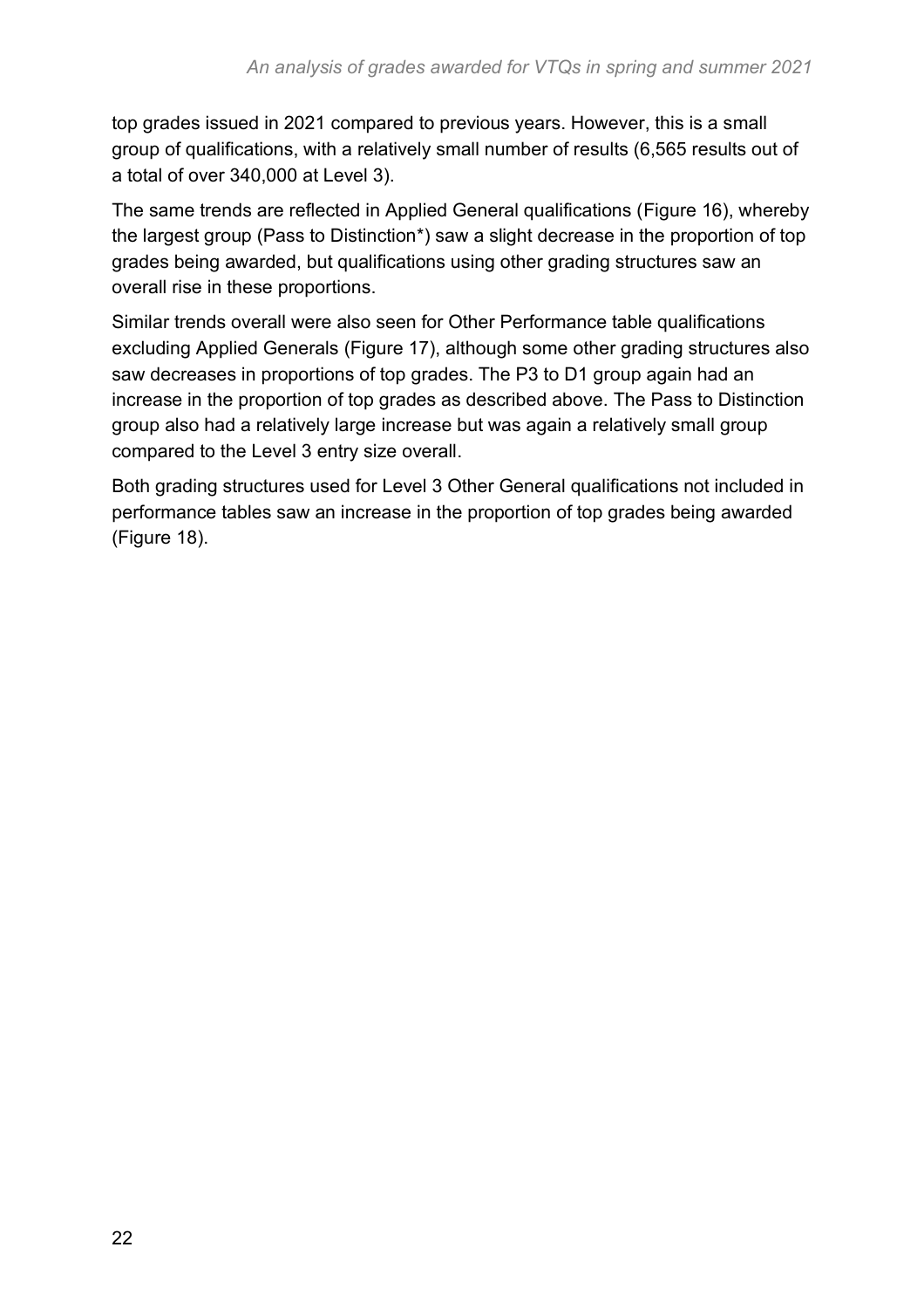top grades issued in 2021 compared to previous years. However, this is a small group of qualifications, with a relatively small number of results (6,565 results out of a total of over 340,000 at Level 3).

The same trends are reflected in Applied General qualifications (Figure 16), whereby the largest group (Pass to Distinction*) saw a slight decrease in the proportion of top grades being awarded, but qualifications using other grading structures saw an overall rise in these proportions.

Similar trends overall were also seen for Other Performance table qualifications excluding Applied Generals (Figure 17), although some other grading structures also saw decreases in proportions of top grades. The P3 to D1 group again had an increase in the proportion of top grades as described above. The Pass to Distinction group also had a relatively large increase but was again a relatively small group compared to the Level 3 entry size overall.

Both grading structures used for Level 3 Other General qualifications not included in performance tables saw an increase in the proportion of top grades being awarded (Figure 18).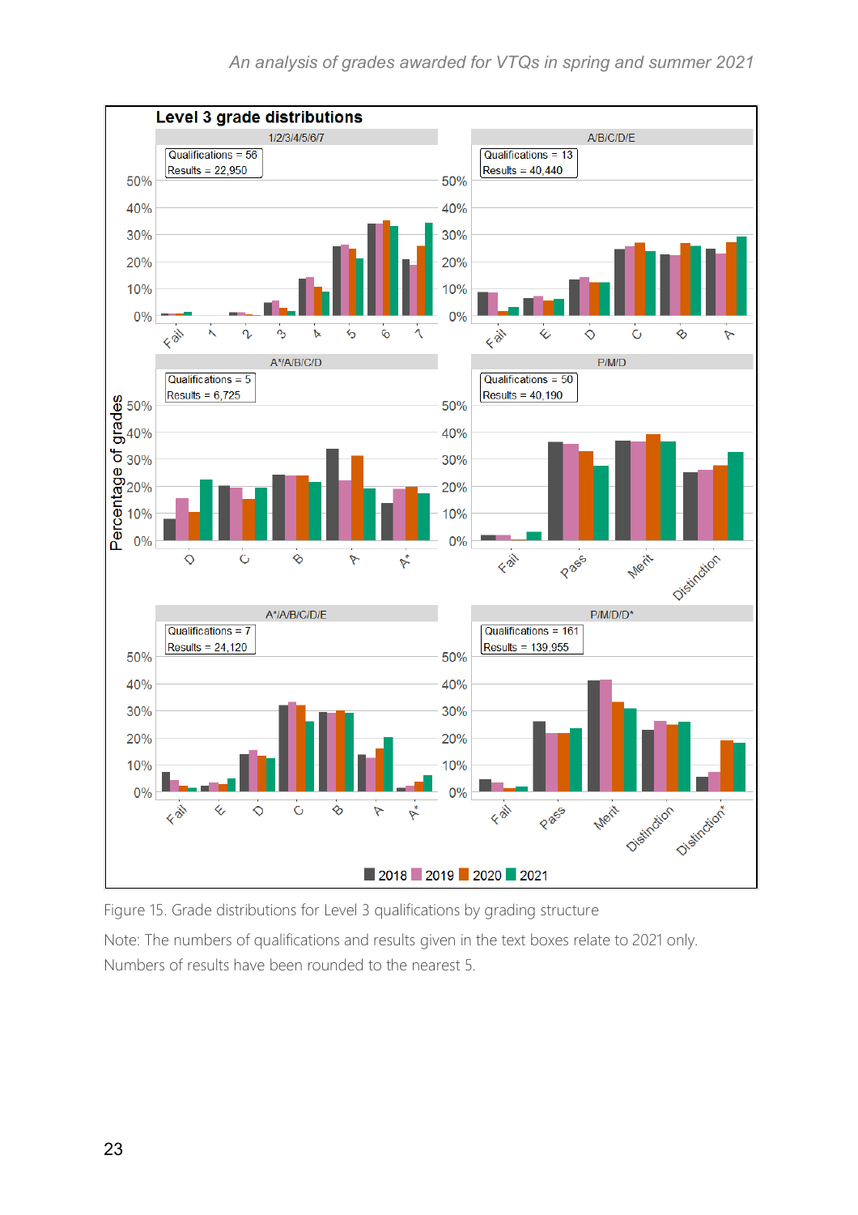**Level 3 grade distributions**

| Grading structure | Qualifications | Results |
|---|---|---|
| 1/2/3/4/5/6/7 | 56 | 22,950 |
| A/B/C/D/E | 13 | 40,440 |
| A*/A/B/C/D | 5 | 6,725 |
| P/M/D | 50 | 40,190 |
| A*/A/B/C/D/E | 7 | 24,120 |
| P/M/D/D* | 161 | 139,955 |

Legend: 2018, 2019, 2020, 2021

Figure 15. Grade distributions for Level 3 qualifications by grading structure

Note: The numbers of qualifications and results given in the text boxes relate to 2021 only. Numbers of results have been rounded to the nearest 5.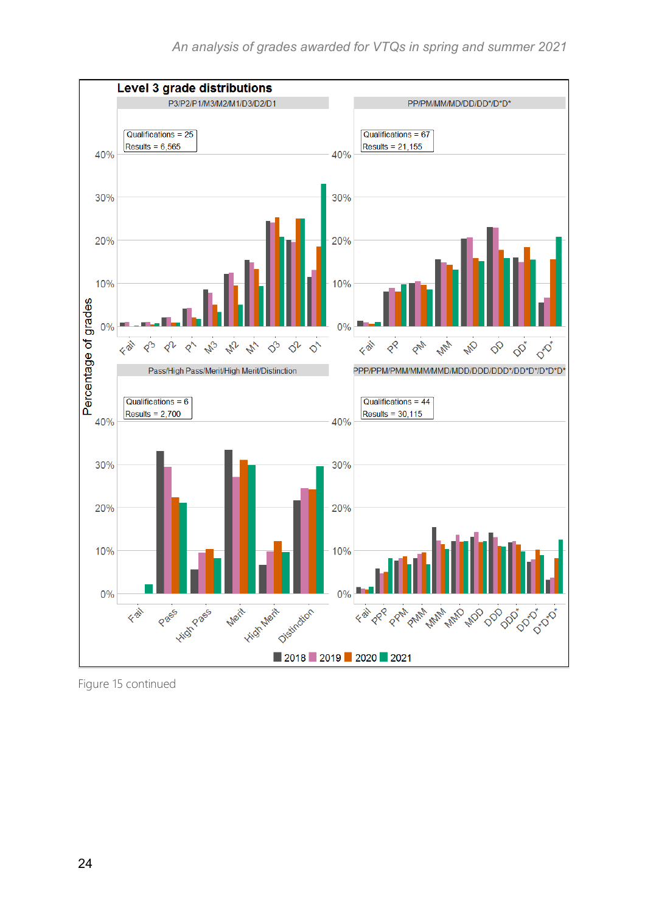**Level 3 grade distributions**

P3/P2/P1/M3/M2/M1/D3/D2/D1

Qualifications = 25
Results = 6,565

PP/PM/MM/MD/DD/DD*/D*D*

Qualifications = 67
Results = 21,155

Pass/High Pass/Merit/High Merit/Distinction

Qualifications = 6
Results = 2,700

PPP/PPM/PMM/MMM/MMD/MDD/DDD/DDD*/DD*D*/D*D*D*

Qualifications = 44
Results = 30,115

Percentage of grades

2018 2019 2020 2021

Figure 15 continued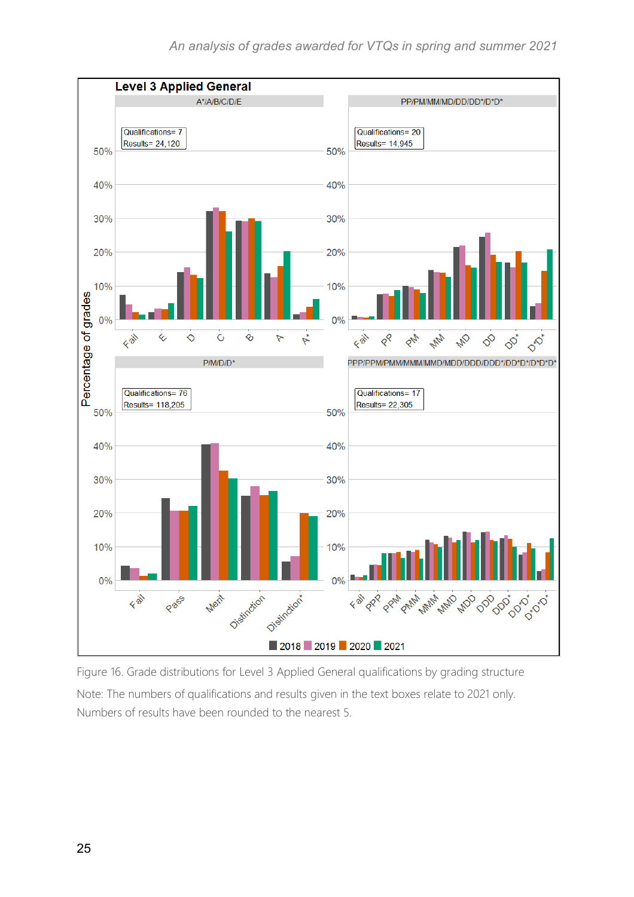Figure 16. Grade distributions for Level 3 Applied General qualifications by grading structure

Note: The numbers of qualifications and results given in the text boxes relate to 2021 only. Numbers of results have been rounded to the nearest 5.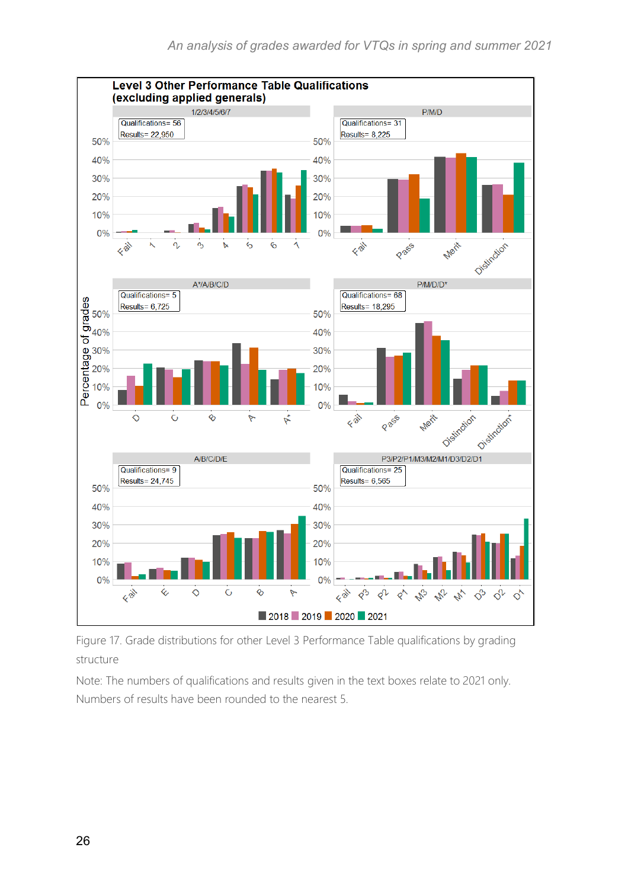**Level 3 Other Performance Table Qualifications (excluding applied generals)**

1/2/3/4/5/6/7 — Qualifications= 56, Results= 22,950

P/M/D — Qualifications= 31, Results= 8,225

A*/A/B/C/D — Qualifications= 5, Results= 6,725

P/M/D/D* — Qualifications= 68, Results= 18,295

A/B/C/D/E — Qualifications= 9, Results= 24,745

P3/P2/P1/M3/M2/M1/D3/D2/D1 — Qualifications= 25, Results= 6,565

Figure 17. Grade distributions for other Level 3 Performance Table qualifications by grading structure

Note: The numbers of qualifications and results given in the text boxes relate to 2021 only. Numbers of results have been rounded to the nearest 5.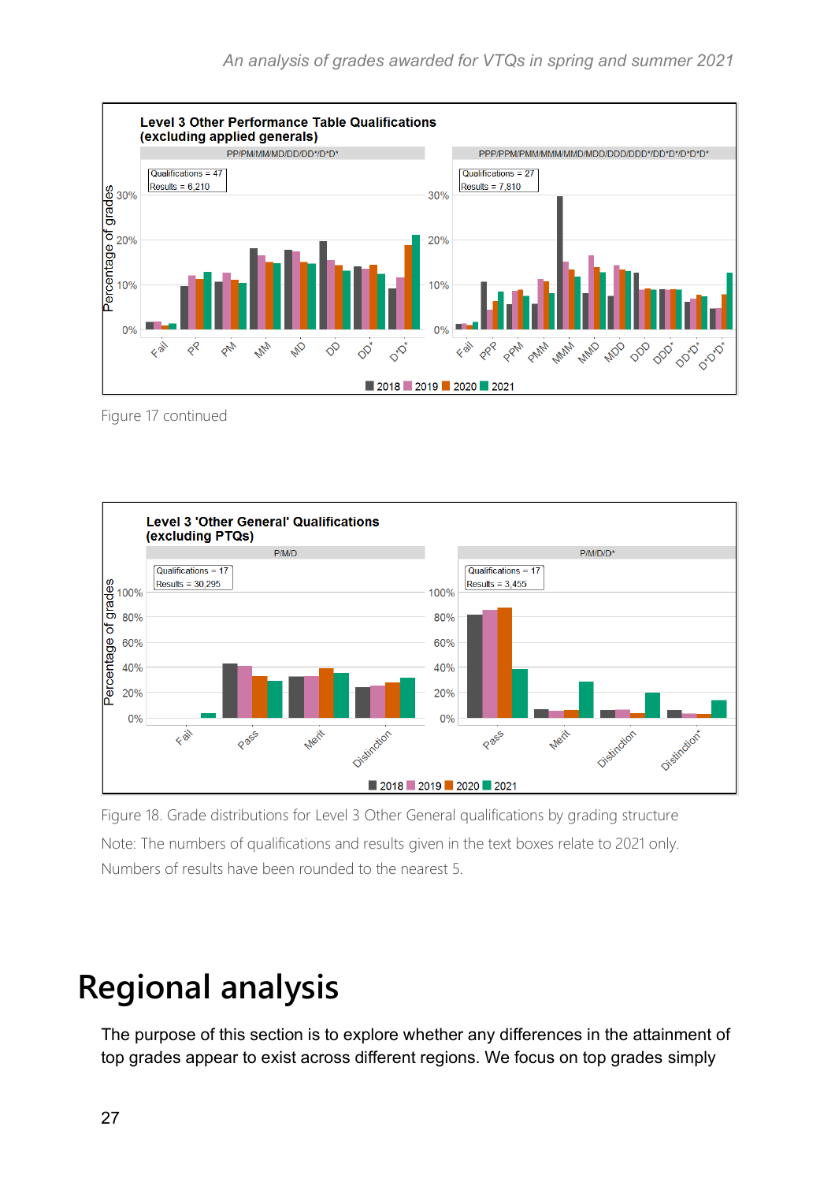Level 3 Other Performance Table Qualifications
(excluding applied generals)

PP/PM/MM/MD/DD/DD*/D*D*

Qualifications = 47
Results = 6,210

PPP/PPM/PMM/MMM/MMD/MDD/DDD/DDD*/DD*D*/D*D*D*

Qualifications = 27
Results = 7,810

2018 2019 2020 2021

Figure 17 continued

Level 3 'Other General' Qualifications
(excluding PTQs)

P/M/D

Qualifications = 17
Results = 30,295

P/M/D/D*

Qualifications = 17
Results = 3,455

2018 2019 2020 2021

Figure 18. Grade distributions for Level 3 Other General qualifications by grading structure

Note: The numbers of qualifications and results given in the text boxes relate to 2021 only. Numbers of results have been rounded to the nearest 5.

# Regional analysis

The purpose of this section is to explore whether any differences in the attainment of top grades appear to exist across different regions. We focus on top grades simply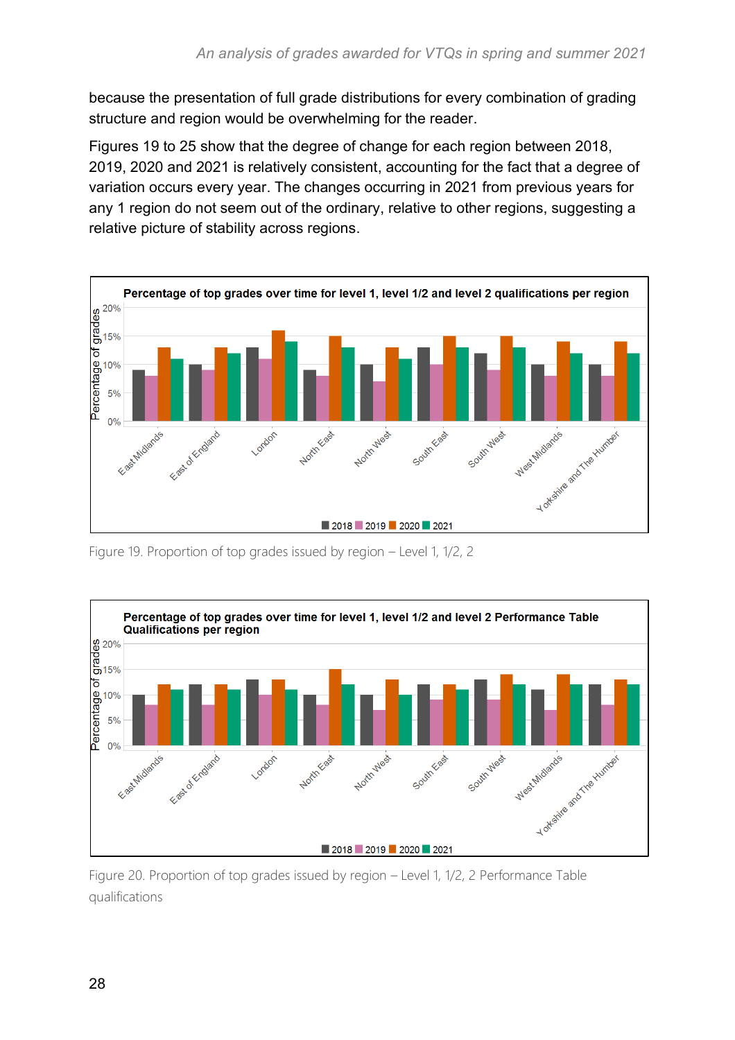because the presentation of full grade distributions for every combination of grading structure and region would be overwhelming for the reader.

Figures 19 to 25 show that the degree of change for each region between 2018, 2019, 2020 and 2021 is relatively consistent, accounting for the fact that a degree of variation occurs every year. The changes occurring in 2021 from previous years for any 1 region do not seem out of the ordinary, relative to other regions, suggesting a relative picture of stability across regions.

Figure 19. Proportion of top grades issued by region – Level 1, 1/2, 2

Figure 20. Proportion of top grades issued by region – Level 1, 1/2, 2 Performance Table qualifications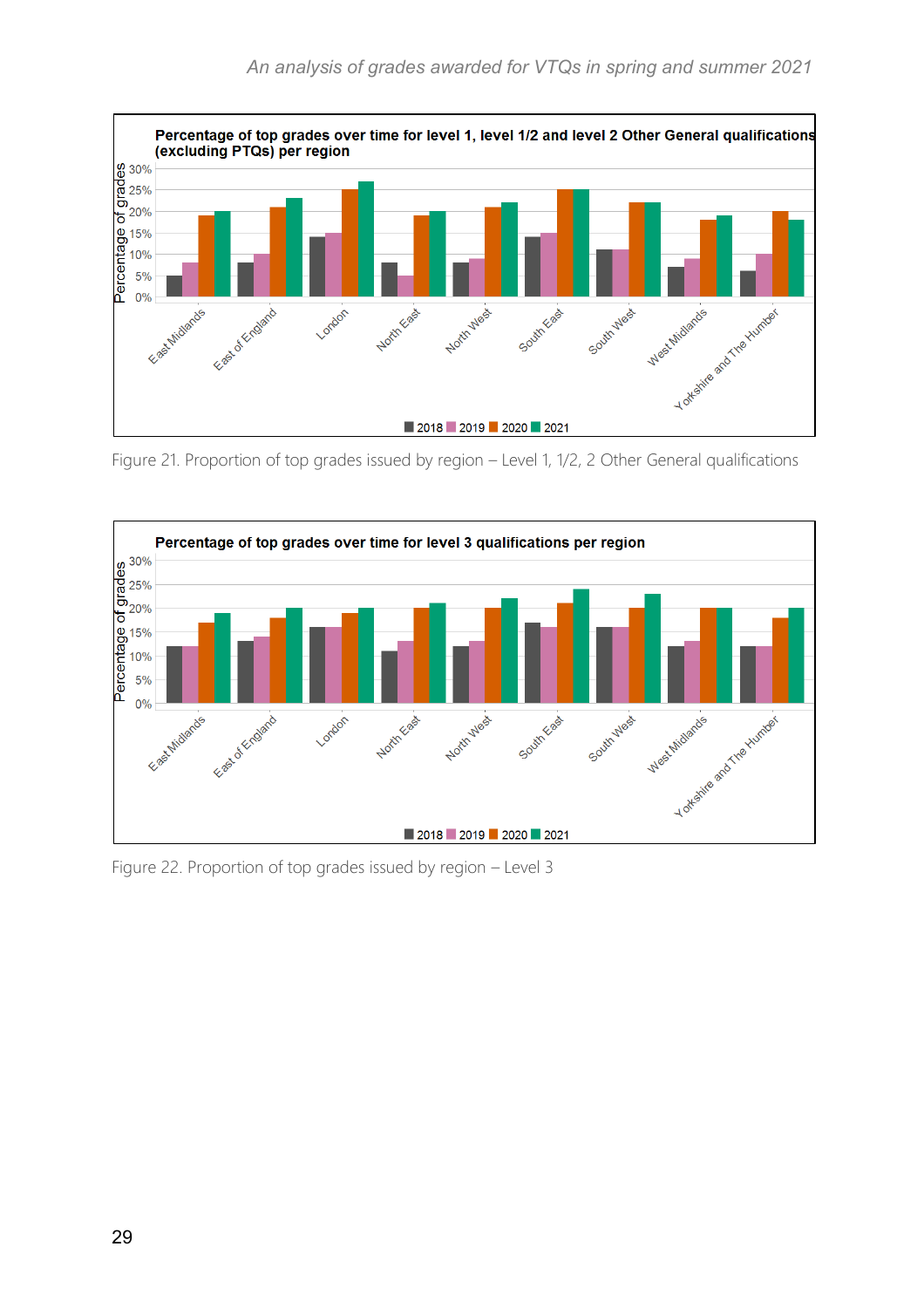**Percentage of top grades over time for level 1, level 1/2 and level 2 Other General qualifications (excluding PTQs) per region**

Figure 21. Proportion of top grades issued by region – Level 1, 1/2, 2 Other General qualifications

**Percentage of top grades over time for level 3 qualifications per region**

Figure 22. Proportion of top grades issued by region – Level 3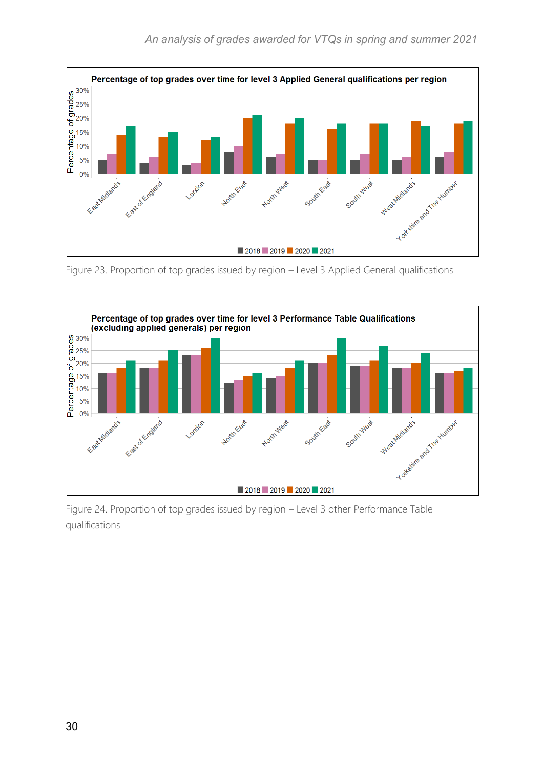**Percentage of top grades over time for level 3 Applied General qualifications per region**

Figure 23. Proportion of top grades issued by region – Level 3 Applied General qualifications

**Percentage of top grades over time for level 3 Performance Table Qualifications (excluding applied generals) per region**

Figure 24. Proportion of top grades issued by region – Level 3 other Performance Table qualifications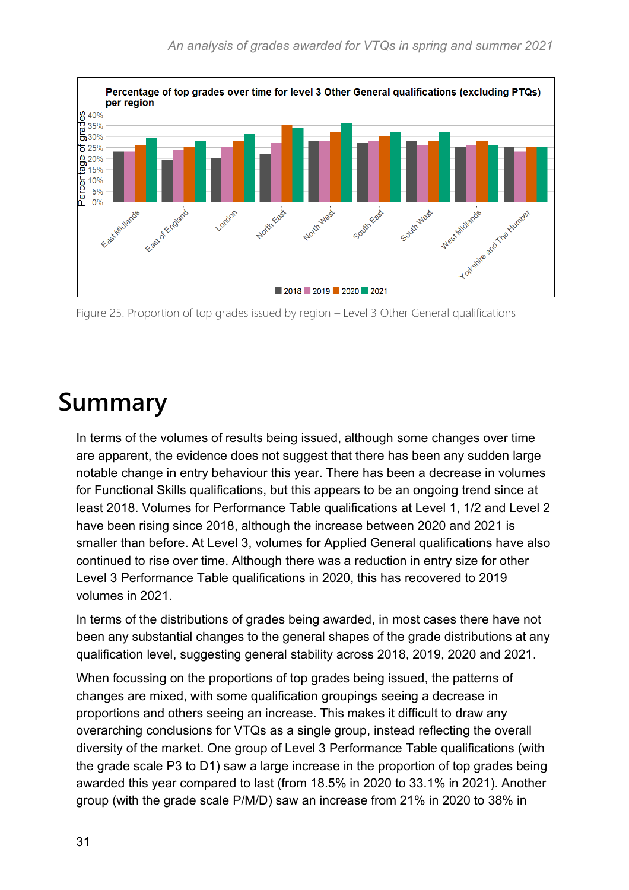Figure 25. Proportion of top grades issued by region – Level 3 Other General qualifications

# Summary

In terms of the volumes of results being issued, although some changes over time are apparent, the evidence does not suggest that there has been any sudden large notable change in entry behaviour this year. There has been a decrease in volumes for Functional Skills qualifications, but this appears to be an ongoing trend since at least 2018. Volumes for Performance Table qualifications at Level 1, 1/2 and Level 2 have been rising since 2018, although the increase between 2020 and 2021 is smaller than before. At Level 3, volumes for Applied General qualifications have also continued to rise over time. Although there was a reduction in entry size for other Level 3 Performance Table qualifications in 2020, this has recovered to 2019 volumes in 2021.

In terms of the distributions of grades being awarded, in most cases there have not been any substantial changes to the general shapes of the grade distributions at any qualification level, suggesting general stability across 2018, 2019, 2020 and 2021.

When focussing on the proportions of top grades being issued, the patterns of changes are mixed, with some qualification groupings seeing a decrease in proportions and others seeing an increase. This makes it difficult to draw any overarching conclusions for VTQs as a single group, instead reflecting the overall diversity of the market. One group of Level 3 Performance Table qualifications (with the grade scale P3 to D1) saw a large increase in the proportion of top grades being awarded this year compared to last (from 18.5% in 2020 to 33.1% in 2021). Another group (with the grade scale P/M/D) saw an increase from 21% in 2020 to 38% in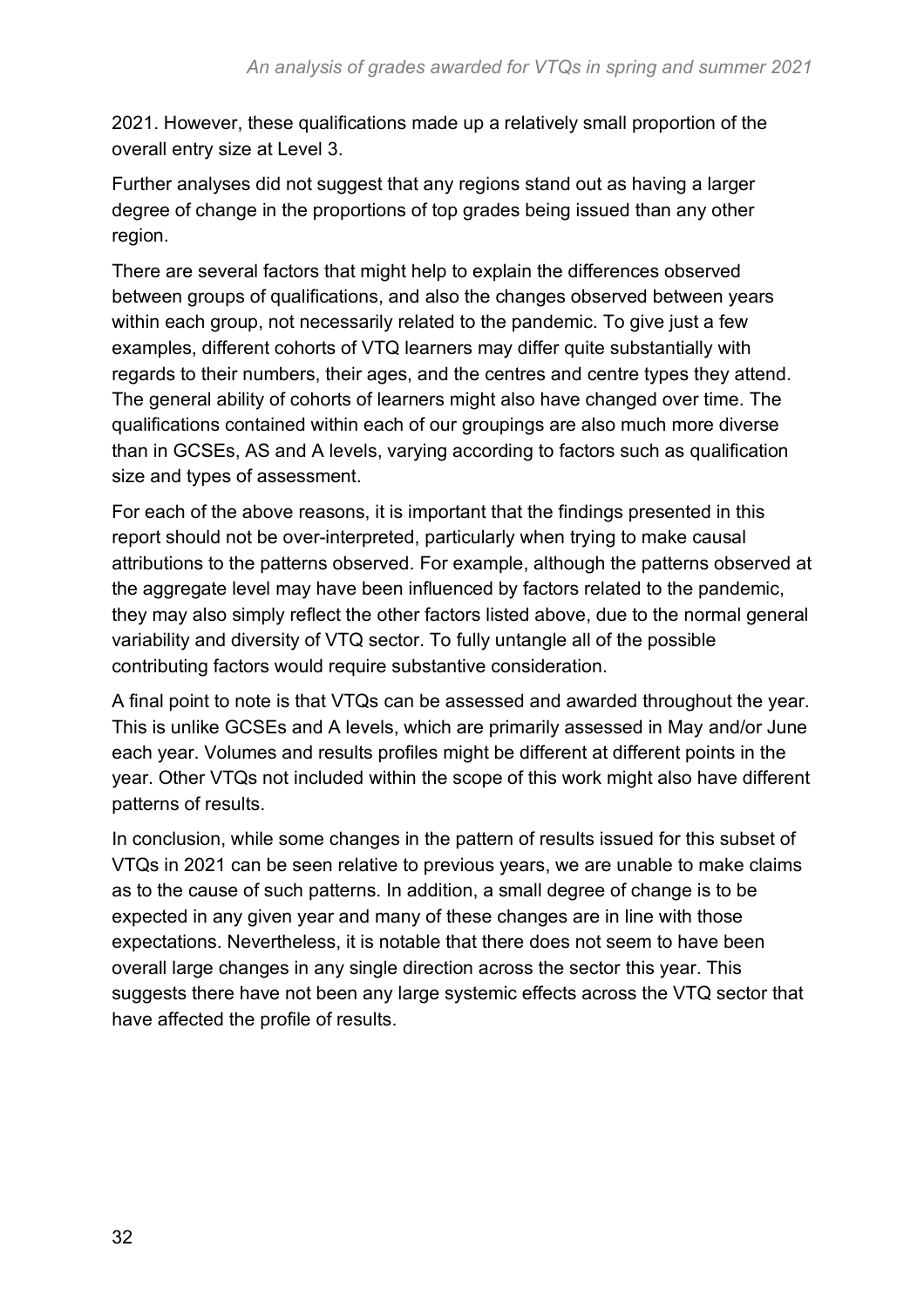2021. However, these qualifications made up a relatively small proportion of the overall entry size at Level 3.

Further analyses did not suggest that any regions stand out as having a larger degree of change in the proportions of top grades being issued than any other region.

There are several factors that might help to explain the differences observed between groups of qualifications, and also the changes observed between years within each group, not necessarily related to the pandemic. To give just a few examples, different cohorts of VTQ learners may differ quite substantially with regards to their numbers, their ages, and the centres and centre types they attend. The general ability of cohorts of learners might also have changed over time. The qualifications contained within each of our groupings are also much more diverse than in GCSEs, AS and A levels, varying according to factors such as qualification size and types of assessment.

For each of the above reasons, it is important that the findings presented in this report should not be over-interpreted, particularly when trying to make causal attributions to the patterns observed. For example, although the patterns observed at the aggregate level may have been influenced by factors related to the pandemic, they may also simply reflect the other factors listed above, due to the normal general variability and diversity of VTQ sector. To fully untangle all of the possible contributing factors would require substantive consideration.

A final point to note is that VTQs can be assessed and awarded throughout the year. This is unlike GCSEs and A levels, which are primarily assessed in May and/or June each year. Volumes and results profiles might be different at different points in the year. Other VTQs not included within the scope of this work might also have different patterns of results.

In conclusion, while some changes in the pattern of results issued for this subset of VTQs in 2021 can be seen relative to previous years, we are unable to make claims as to the cause of such patterns. In addition, a small degree of change is to be expected in any given year and many of these changes are in line with those expectations. Nevertheless, it is notable that there does not seem to have been overall large changes in any single direction across the sector this year. This suggests there have not been any large systemic effects across the VTQ sector that have affected the profile of results.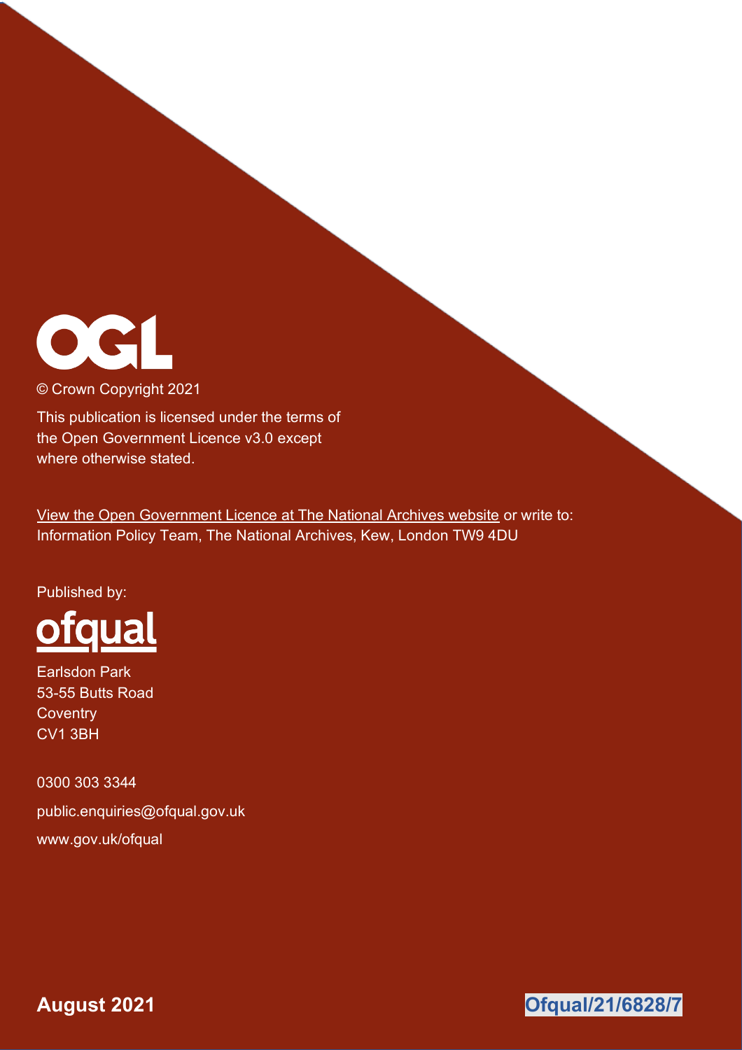OGL

© Crown Copyright 2021

This publication is licensed under the terms of the Open Government Licence v3.0 except where otherwise stated.

View the Open Government Licence at The National Archives website or write to: Information Policy Team, The National Archives, Kew, London TW9 4DU

Published by:

ofqual

Earlsdon Park
53-55 Butts Road
Coventry
CV1 3BH

0300 303 3344

public.enquiries@ofqual.gov.uk

www.gov.uk/ofqual

**August 2021**

**Ofqual/21/6828/7**